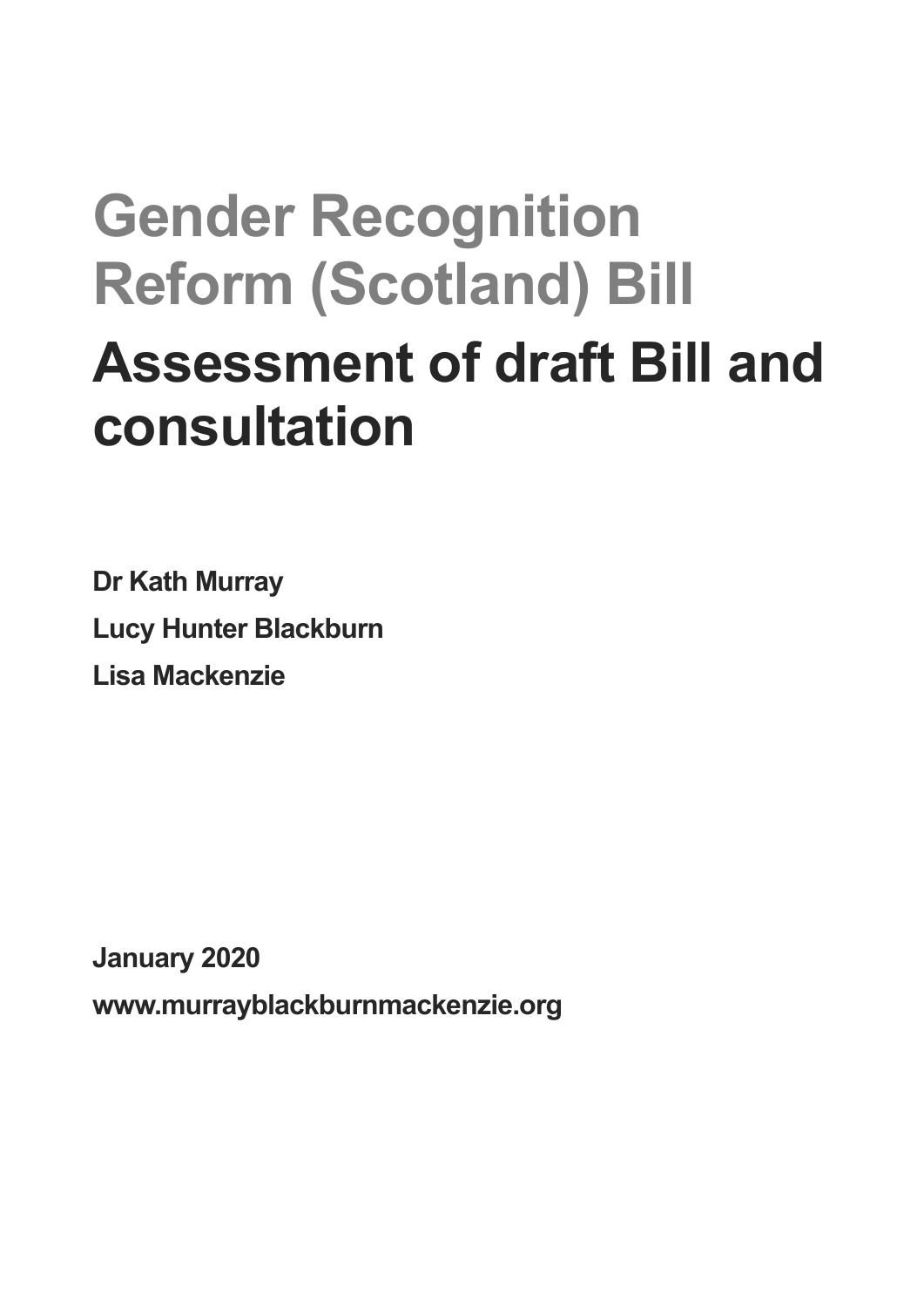# Gender Recognition Reform (Scotland) Bill

## Assessment of draft Bill and consultation

**Dr Kath Murray**

**Lucy Hunter Blackburn**

**Lisa Mackenzie**

**January 2020**

**www.murrayblackburnmackenzie.org**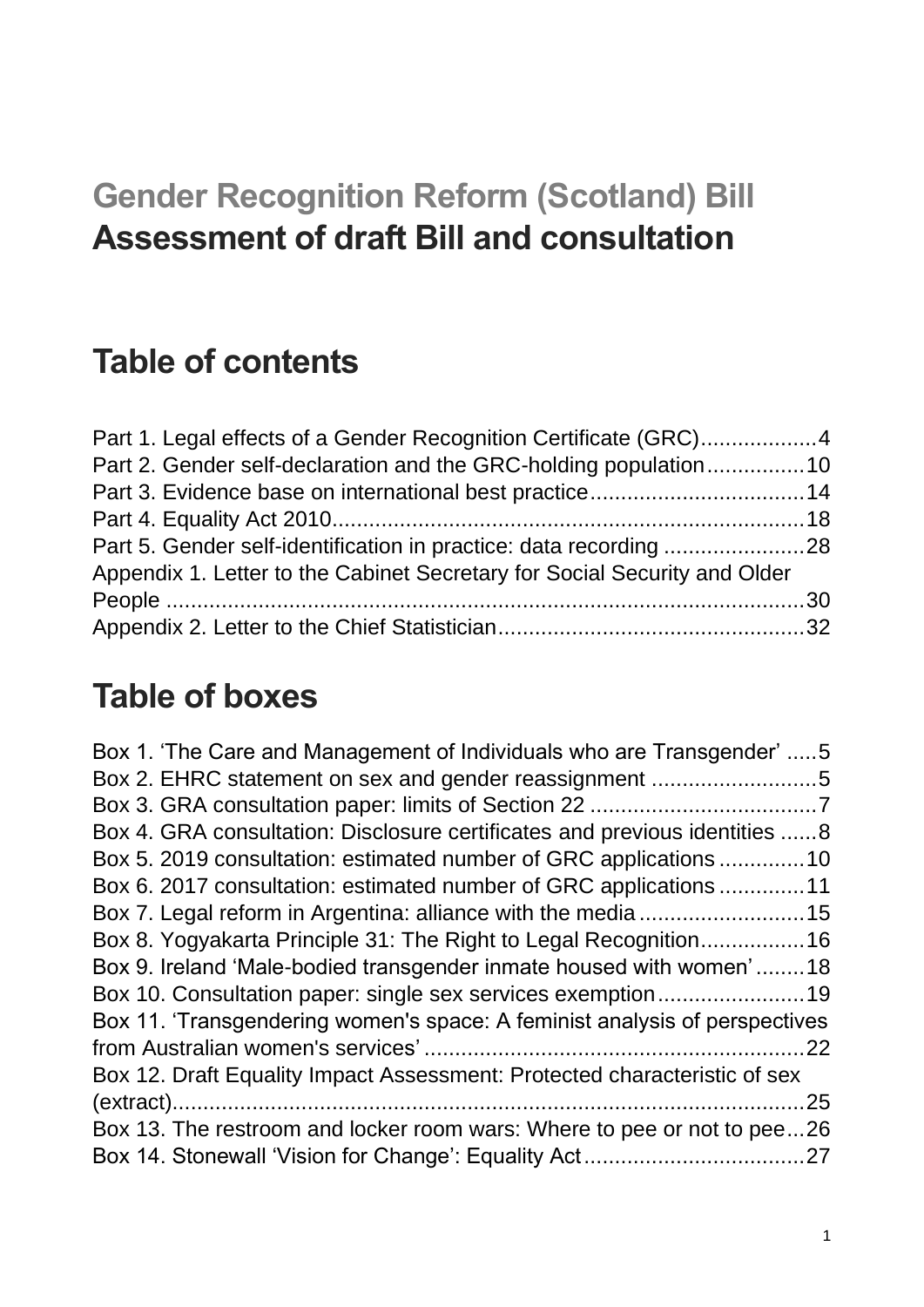# Gender Recognition Reform (Scotland) Bill
# Assessment of draft Bill and consultation

## Table of contents

Part 1. Legal effects of a Gender Recognition Certificate (GRC)..................4
Part 2. Gender self-declaration and the GRC-holding population................10
Part 3. Evidence base on international best practice..................................14
Part 4. Equality Act 2010............................................................................18
Part 5. Gender self-identification in practice: data recording ......................28
Appendix 1. Letter to the Cabinet Secretary for Social Security and Older People .........................................................................................................30
Appendix 2. Letter to the Chief Statistician.................................................32

## Table of boxes

Box 1. 'The Care and Management of Individuals who are Transgender' .....5
Box 2. EHRC statement on sex and gender reassignment ...........................5
Box 3. GRA consultation paper: limits of Section 22 .....................................7
Box 4. GRA consultation: Disclosure certificates and previous identities ......8
Box 5. 2019 consultation: estimated number of GRC applications ..............10
Box 6. 2017 consultation: estimated number of GRC applications ..............11
Box 7. Legal reform in Argentina: alliance with the media ...........................15
Box 8. Yogyakarta Principle 31: The Right to Legal Recognition.................16
Box 9. Ireland 'Male-bodied transgender inmate housed with women' ........18
Box 10. Consultation paper: single sex services exemption........................19
Box 11. 'Transgendering women's space: A feminist analysis of perspectives from Australian women's services' ..............................................................22
Box 12. Draft Equality Impact Assessment: Protected characteristic of sex (extract).........................................................................................................25
Box 13. The restroom and locker room wars: Where to pee or not to pee...26
Box 14. Stonewall 'Vision for Change': Equality Act....................................27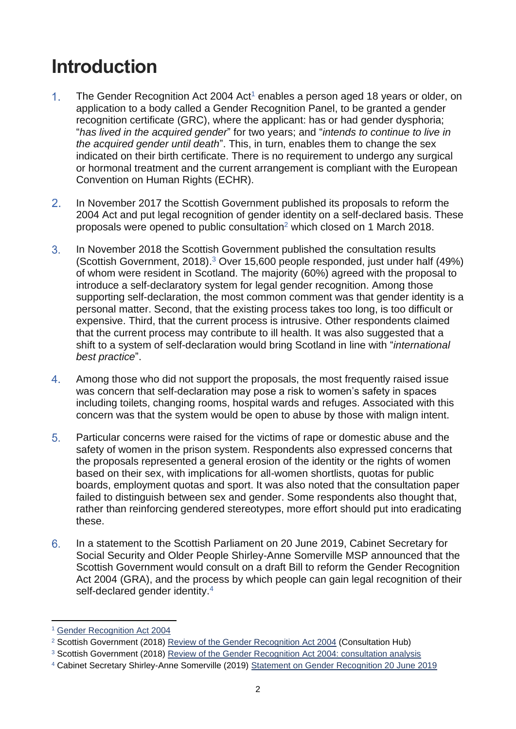# Introduction

1. The Gender Recognition Act 2004 Act[1] enables a person aged 18 years or older, on application to a body called a Gender Recognition Panel, to be granted a gender recognition certificate (GRC), where the applicant: has or had gender dysphoria; "*has lived in the acquired gender*" for two years; and "*intends to continue to live in the acquired gender until death*". This, in turn, enables them to change the sex indicated on their birth certificate. There is no requirement to undergo any surgical or hormonal treatment and the current arrangement is compliant with the European Convention on Human Rights (ECHR).

2. In November 2017 the Scottish Government published its proposals to reform the 2004 Act and put legal recognition of gender identity on a self-declared basis. These proposals were opened to public consultation[2] which closed on 1 March 2018.

3. In November 2018 the Scottish Government published the consultation results (Scottish Government, 2018).[3] Over 15,600 people responded, just under half (49%) of whom were resident in Scotland. The majority (60%) agreed with the proposal to introduce a self-declaratory system for legal gender recognition. Among those supporting self-declaration, the most common comment was that gender identity is a personal matter. Second, that the existing process takes too long, is too difficult or expensive. Third, that the current process is intrusive. Other respondents claimed that the current process may contribute to ill health. It was also suggested that a shift to a system of self-declaration would bring Scotland in line with "*international best practice*".

4. Among those who did not support the proposals, the most frequently raised issue was concern that self-declaration may pose a risk to women's safety in spaces including toilets, changing rooms, hospital wards and refuges. Associated with this concern was that the system would be open to abuse by those with malign intent.

5. Particular concerns were raised for the victims of rape or domestic abuse and the safety of women in the prison system. Respondents also expressed concerns that the proposals represented a general erosion of the identity or the rights of women based on their sex, with implications for all-women shortlists, quotas for public boards, employment quotas and sport. It was also noted that the consultation paper failed to distinguish between sex and gender. Some respondents also thought that, rather than reinforcing gendered stereotypes, more effort should put into eradicating these.

6. In a statement to the Scottish Parliament on 20 June 2019, Cabinet Secretary for Social Security and Older People Shirley-Anne Somerville MSP announced that the Scottish Government would consult on a draft Bill to reform the Gender Recognition Act 2004 (GRA), and the process by which people can gain legal recognition of their self-declared gender identity.[4]

---

[1] Gender Recognition Act 2004

[2] Scottish Government (2018) Review of the Gender Recognition Act 2004 (Consultation Hub)

[3] Scottish Government (2018) Review of the Gender Recognition Act 2004: consultation analysis

[4] Cabinet Secretary Shirley-Anne Somerville (2019) Statement on Gender Recognition 20 June 2019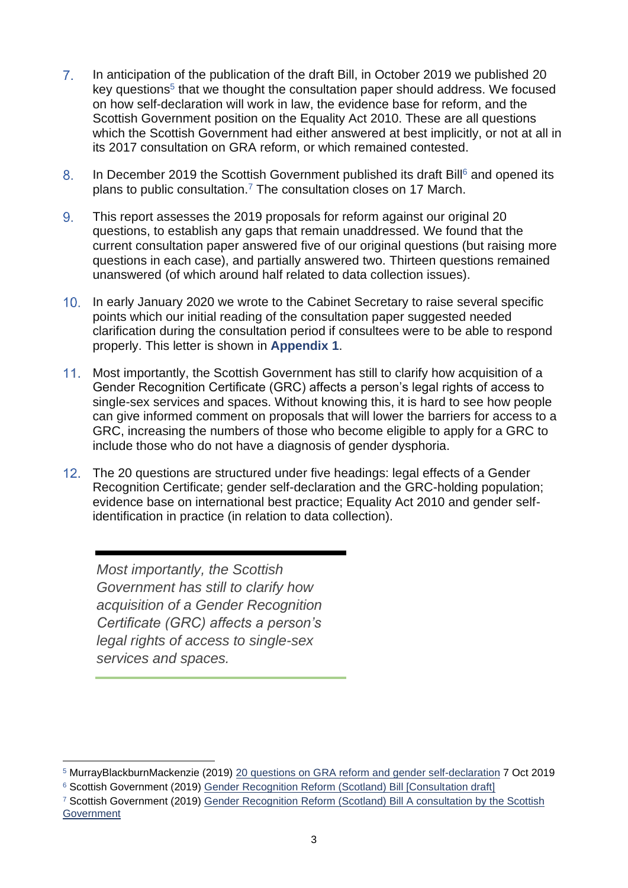7. In anticipation of the publication of the draft Bill, in October 2019 we published 20 key questions[5] that we thought the consultation paper should address. We focused on how self-declaration will work in law, the evidence base for reform, and the Scottish Government position on the Equality Act 2010. These are all questions which the Scottish Government had either answered at best implicitly, or not at all in its 2017 consultation on GRA reform, or which remained contested.

8. In December 2019 the Scottish Government published its draft Bill[6] and opened its plans to public consultation.[7] The consultation closes on 17 March.

9. This report assesses the 2019 proposals for reform against our original 20 questions, to establish any gaps that remain unaddressed. We found that the current consultation paper answered five of our original questions (but raising more questions in each case), and partially answered two. Thirteen questions remained unanswered (of which around half related to data collection issues).

10. In early January 2020 we wrote to the Cabinet Secretary to raise several specific points which our initial reading of the consultation paper suggested needed clarification during the consultation period if consultees were to be able to respond properly. This letter is shown in **Appendix 1**.

11. Most importantly, the Scottish Government has still to clarify how acquisition of a Gender Recognition Certificate (GRC) affects a person's legal rights of access to single-sex services and spaces. Without knowing this, it is hard to see how people can give informed comment on proposals that will lower the barriers for access to a GRC, increasing the numbers of those who become eligible to apply for a GRC to include those who do not have a diagnosis of gender dysphoria.

12. The 20 questions are structured under five headings: legal effects of a Gender Recognition Certificate; gender self-declaration and the GRC-holding population; evidence base on international best practice; Equality Act 2010 and gender self-identification in practice (in relation to data collection).

> *Most importantly, the Scottish Government has still to clarify how acquisition of a Gender Recognition Certificate (GRC) affects a person's legal rights of access to single-sex services and spaces.*

---

[5] MurrayBlackburnMackenzie (2019) 20 questions on GRA reform and gender self-declaration 7 Oct 2019

[6] Scottish Government (2019) Gender Recognition Reform (Scotland) Bill [Consultation draft]

[7] Scottish Government (2019) Gender Recognition Reform (Scotland) Bill A consultation by the Scottish Government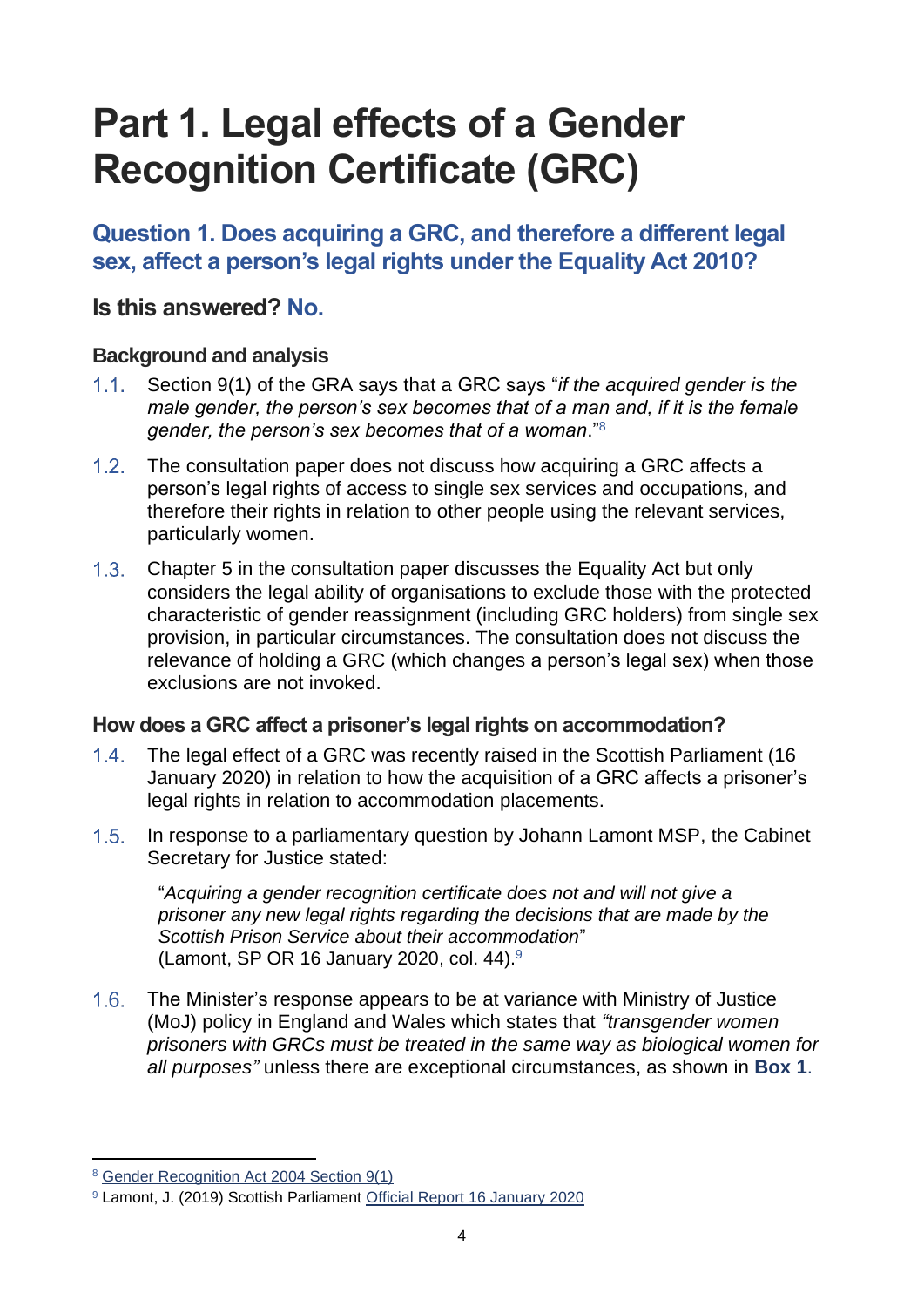# Part 1. Legal effects of a Gender Recognition Certificate (GRC)

## Question 1. Does acquiring a GRC, and therefore a different legal sex, affect a person's legal rights under the Equality Act 2010?

### Is this answered? No.

#### Background and analysis

1.1. Section 9(1) of the GRA says that a GRC says "*if the acquired gender is the male gender, the person's sex becomes that of a man and, if it is the female gender, the person's sex becomes that of a woman*."[8]

1.2. The consultation paper does not discuss how acquiring a GRC affects a person's legal rights of access to single sex services and occupations, and therefore their rights in relation to other people using the relevant services, particularly women.

1.3. Chapter 5 in the consultation paper discusses the Equality Act but only considers the legal ability of organisations to exclude those with the protected characteristic of gender reassignment (including GRC holders) from single sex provision, in particular circumstances. The consultation does not discuss the relevance of holding a GRC (which changes a person's legal sex) when those exclusions are not invoked.

#### How does a GRC affect a prisoner's legal rights on accommodation?

1.4. The legal effect of a GRC was recently raised in the Scottish Parliament (16 January 2020) in relation to how the acquisition of a GRC affects a prisoner's legal rights in relation to accommodation placements.

1.5. In response to a parliamentary question by Johann Lamont MSP, the Cabinet Secretary for Justice stated:

> "*Acquiring a gender recognition certificate does not and will not give a prisoner any new legal rights regarding the decisions that are made by the Scottish Prison Service about their accommodation*"
> (Lamont, SP OR 16 January 2020, col. 44).[9]

1.6. The Minister's response appears to be at variance with Ministry of Justice (MoJ) policy in England and Wales which states that *"transgender women prisoners with GRCs must be treated in the same way as biological women for all purposes"* unless there are exceptional circumstances, as shown in **Box 1**.

---

[8] Gender Recognition Act 2004 Section 9(1)

[9] Lamont, J. (2019) Scottish Parliament Official Report 16 January 2020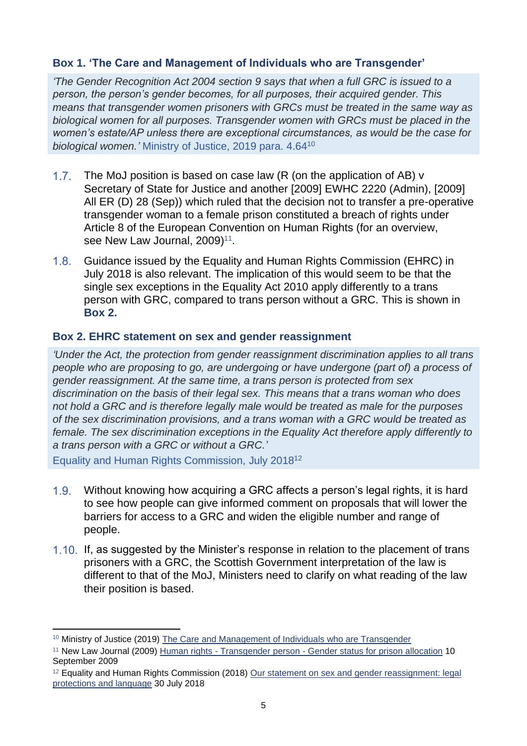### Box 1. 'The Care and Management of Individuals who are Transgender'

*'The Gender Recognition Act 2004 section 9 says that when a full GRC is issued to a person, the person's gender becomes, for all purposes, their acquired gender. This means that transgender women prisoners with GRCs must be treated in the same way as biological women for all purposes. Transgender women with GRCs must be placed in the women's estate/AP unless there are exceptional circumstances, as would be the case for biological women.'* Ministry of Justice, 2019 para. 4.64[10]

1.7. The MoJ position is based on case law (R (on the application of AB) v Secretary of State for Justice and another [2009] EWHC 2220 (Admin), [2009] All ER (D) 28 (Sep)) which ruled that the decision not to transfer a pre-operative transgender woman to a female prison constituted a breach of rights under Article 8 of the European Convention on Human Rights (for an overview, see New Law Journal, 2009)[11].

1.8. Guidance issued by the Equality and Human Rights Commission (EHRC) in July 2018 is also relevant. The implication of this would seem to be that the single sex exceptions in the Equality Act 2010 apply differently to a trans person with GRC, compared to trans person without a GRC. This is shown in **Box 2.**

### Box 2. EHRC statement on sex and gender reassignment

*'Under the Act, the protection from gender reassignment discrimination applies to all trans people who are proposing to go, are undergoing or have undergone (part of) a process of gender reassignment. At the same time, a trans person is protected from sex discrimination on the basis of their legal sex. This means that a trans woman who does not hold a GRC and is therefore legally male would be treated as male for the purposes of the sex discrimination provisions, and a trans woman with a GRC would be treated as female. The sex discrimination exceptions in the Equality Act therefore apply differently to a trans person with a GRC or without a GRC.'*

Equality and Human Rights Commission, July 2018[12]

1.9. Without knowing how acquiring a GRC affects a person's legal rights, it is hard to see how people can give informed comment on proposals that will lower the barriers for access to a GRC and widen the eligible number and range of people.

1.10. If, as suggested by the Minister's response in relation to the placement of trans prisoners with a GRC, the Scottish Government interpretation of the law is different to that of the MoJ, Ministers need to clarify on what reading of the law their position is based.

---

[10] Ministry of Justice (2019) The Care and Management of Individuals who are Transgender

[11] New Law Journal (2009) Human rights - Transgender person - Gender status for prison allocation 10 September 2009

[12] Equality and Human Rights Commission (2018) Our statement on sex and gender reassignment: legal protections and language 30 July 2018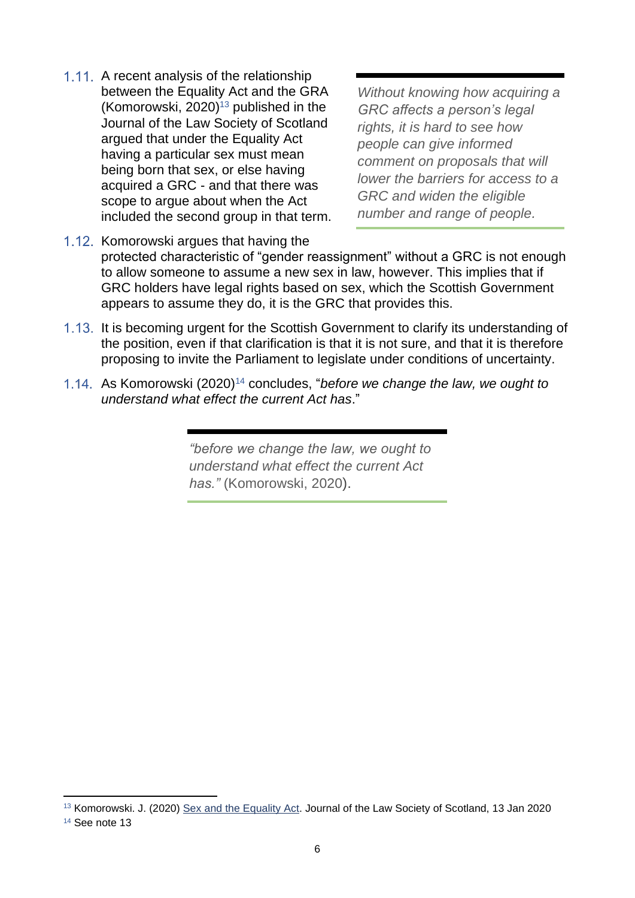1.11. A recent analysis of the relationship between the Equality Act and the GRA (Komorowski, 2020)[13] published in the Journal of the Law Society of Scotland argued that under the Equality Act having a particular sex must mean being born that sex, or else having acquired a GRC - and that there was scope to argue about when the Act included the second group in that term.

> *Without knowing how acquiring a GRC affects a person's legal rights, it is hard to see how people can give informed comment on proposals that will lower the barriers for access to a GRC and widen the eligible number and range of people.*

1.12. Komorowski argues that having the protected characteristic of "gender reassignment" without a GRC is not enough to allow someone to assume a new sex in law, however. This implies that if GRC holders have legal rights based on sex, which the Scottish Government appears to assume they do, it is the GRC that provides this.

1.13. It is becoming urgent for the Scottish Government to clarify its understanding of the position, even if that clarification is that it is not sure, and that it is therefore proposing to invite the Parliament to legislate under conditions of uncertainty.

1.14. As Komorowski (2020)[14] concludes, "*before we change the law, we ought to understand what effect the current Act has*."

> *"before we change the law, we ought to understand what effect the current Act has."* (Komorowski, 2020).

---

[13] Komorowski. J. (2020) Sex and the Equality Act. Journal of the Law Society of Scotland, 13 Jan 2020

[14] See note 13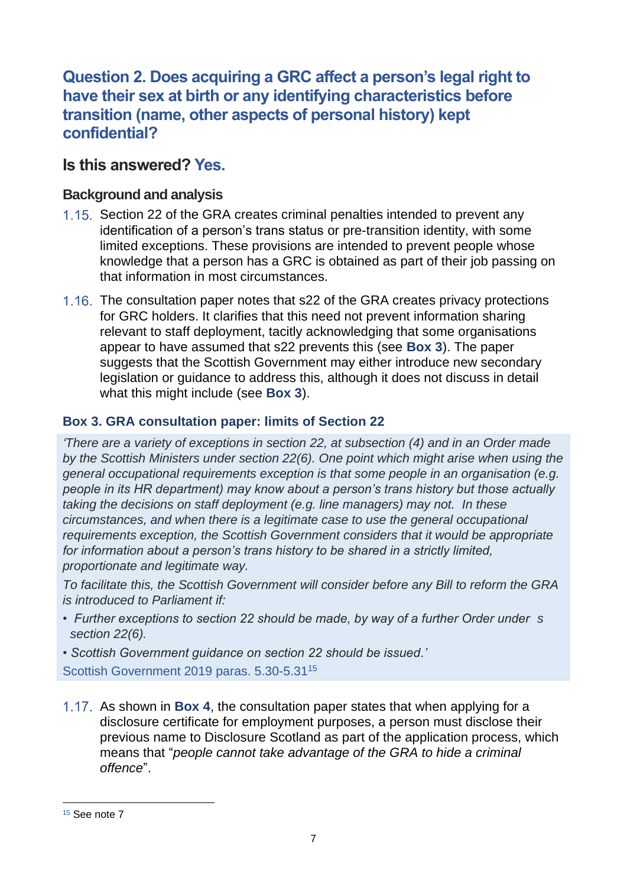## Question 2. Does acquiring a GRC affect a person's legal right to have their sex at birth or any identifying characteristics before transition (name, other aspects of personal history) kept confidential?

### Is this answered? Yes.

#### Background and analysis

1.15. Section 22 of the GRA creates criminal penalties intended to prevent any identification of a person's trans status or pre-transition identity, with some limited exceptions. These provisions are intended to prevent people whose knowledge that a person has a GRC is obtained as part of their job passing on that information in most circumstances.

1.16. The consultation paper notes that s22 of the GRA creates privacy protections for GRC holders. It clarifies that this need not prevent information sharing relevant to staff deployment, tacitly acknowledging that some organisations appear to have assumed that s22 prevents this (see **Box 3**). The paper suggests that the Scottish Government may either introduce new secondary legislation or guidance to address this, although it does not discuss in detail what this might include (see **Box 3**).

#### Box 3. GRA consultation paper: limits of Section 22

*'There are a variety of exceptions in section 22, at subsection (4) and in an Order made by the Scottish Ministers under section 22(6). One point which might arise when using the general occupational requirements exception is that some people in an organisation (e.g. people in its HR department) may know about a person's trans history but those actually taking the decisions on staff deployment (e.g. line managers) may not. In these circumstances, and when there is a legitimate case to use the general occupational requirements exception, the Scottish Government considers that it would be appropriate for information about a person's trans history to be shared in a strictly limited, proportionate and legitimate way.*

*To facilitate this, the Scottish Government will consider before any Bill to reform the GRA is introduced to Parliament if:*

- *Further exceptions to section 22 should be made, by way of a further Order under s section 22(6).*
- *Scottish Government guidance on section 22 should be issued.'*

Scottish Government 2019 paras. 5.30-5.31[15]

1.17. As shown in **Box 4**, the consultation paper states that when applying for a disclosure certificate for employment purposes, a person must disclose their previous name to Disclosure Scotland as part of the application process, which means that "*people cannot take advantage of the GRA to hide a criminal offence*".

---

[15] See note 7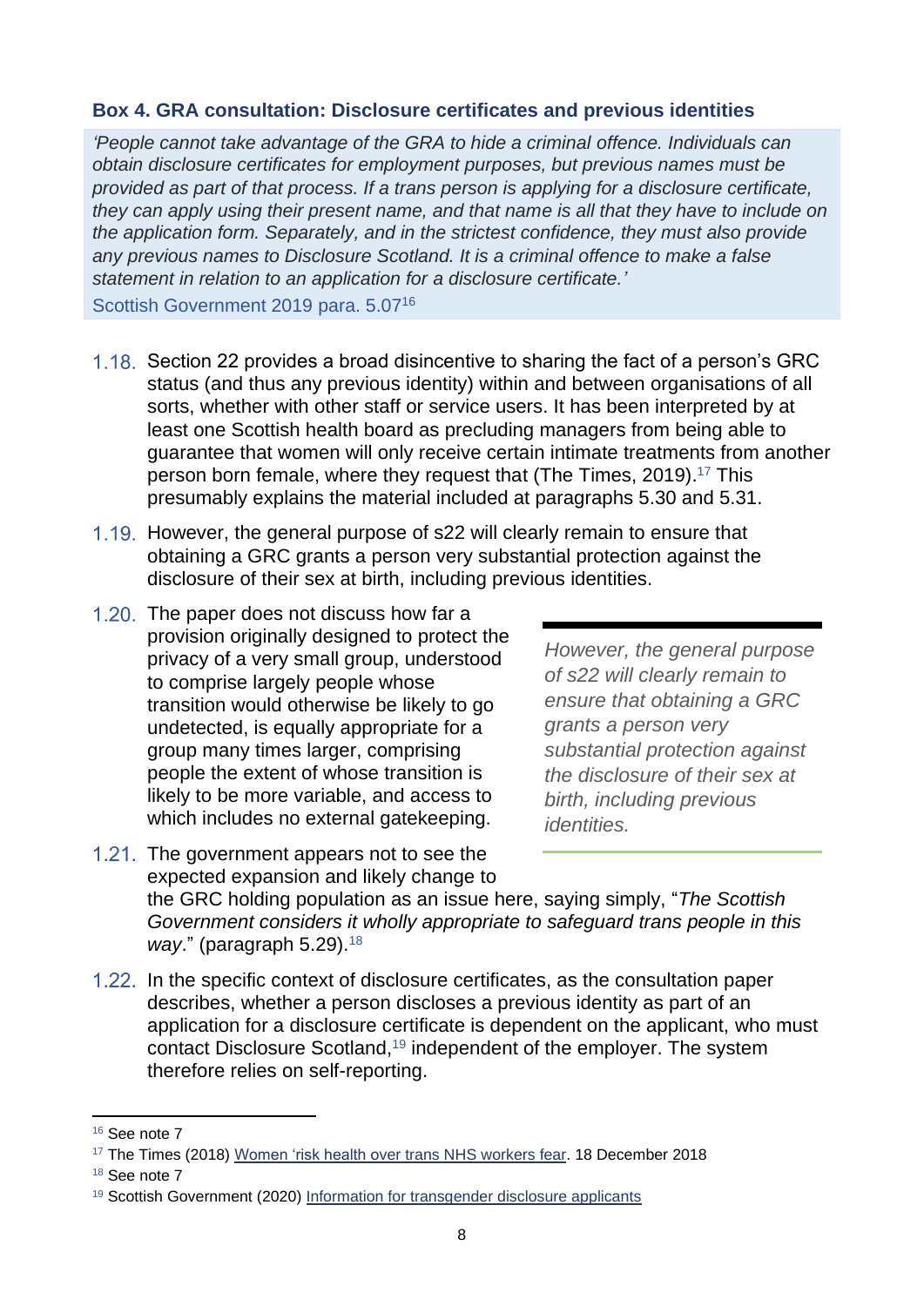### Box 4. GRA consultation: Disclosure certificates and previous identities

*'People cannot take advantage of the GRA to hide a criminal offence. Individuals can obtain disclosure certificates for employment purposes, but previous names must be provided as part of that process. If a trans person is applying for a disclosure certificate, they can apply using their present name, and that name is all that they have to include on the application form. Separately, and in the strictest confidence, they must also provide any previous names to Disclosure Scotland. It is a criminal offence to make a false statement in relation to an application for a disclosure certificate.'*

Scottish Government 2019 para. 5.07[16]

1.18. Section 22 provides a broad disincentive to sharing the fact of a person's GRC status (and thus any previous identity) within and between organisations of all sorts, whether with other staff or service users. It has been interpreted by at least one Scottish health board as precluding managers from being able to guarantee that women will only receive certain intimate treatments from another person born female, where they request that (The Times, 2019).[17] This presumably explains the material included at paragraphs 5.30 and 5.31.

1.19. However, the general purpose of s22 will clearly remain to ensure that obtaining a GRC grants a person very substantial protection against the disclosure of their sex at birth, including previous identities.

1.20. The paper does not discuss how far a provision originally designed to protect the privacy of a very small group, understood to comprise largely people whose transition would otherwise be likely to go undetected, is equally appropriate for a group many times larger, comprising people the extent of whose transition is likely to be more variable, and access to which includes no external gatekeeping.

> *However, the general purpose of s22 will clearly remain to ensure that obtaining a GRC grants a person very substantial protection against the disclosure of their sex at birth, including previous identities.*

1.21. The government appears not to see the expected expansion and likely change to the GRC holding population as an issue here, saying simply, "*The Scottish Government considers it wholly appropriate to safeguard trans people in this way*." (paragraph 5.29).[18]

1.22. In the specific context of disclosure certificates, as the consultation paper describes, whether a person discloses a previous identity as part of an application for a disclosure certificate is dependent on the applicant, who must contact Disclosure Scotland,[19] independent of the employer. The system therefore relies on self-reporting.

---

[16] See note 7

[17] The Times (2018) Women 'risk health over trans NHS workers fear. 18 December 2018

[18] See note 7

[19] Scottish Government (2020) Information for transgender disclosure applicants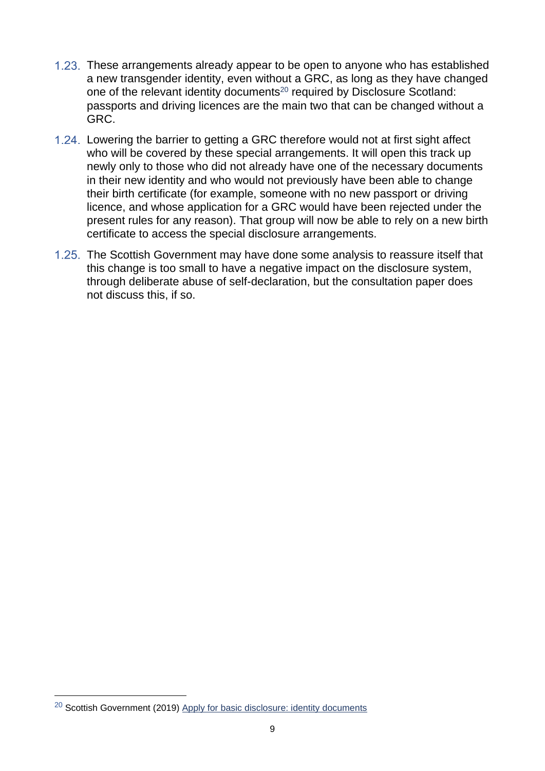1.23. These arrangements already appear to be open to anyone who has established a new transgender identity, even without a GRC, as long as they have changed one of the relevant identity documents[20] required by Disclosure Scotland: passports and driving licences are the main two that can be changed without a GRC.

1.24. Lowering the barrier to getting a GRC therefore would not at first sight affect who will be covered by these special arrangements. It will open this track up newly only to those who did not already have one of the necessary documents in their new identity and who would not previously have been able to change their birth certificate (for example, someone with no new passport or driving licence, and whose application for a GRC would have been rejected under the present rules for any reason). That group will now be able to rely on a new birth certificate to access the special disclosure arrangements.

1.25. The Scottish Government may have done some analysis to reassure itself that this change is too small to have a negative impact on the disclosure system, through deliberate abuse of self-declaration, but the consultation paper does not discuss this, if so.

---

[20] Scottish Government (2019) Apply for basic disclosure: identity documents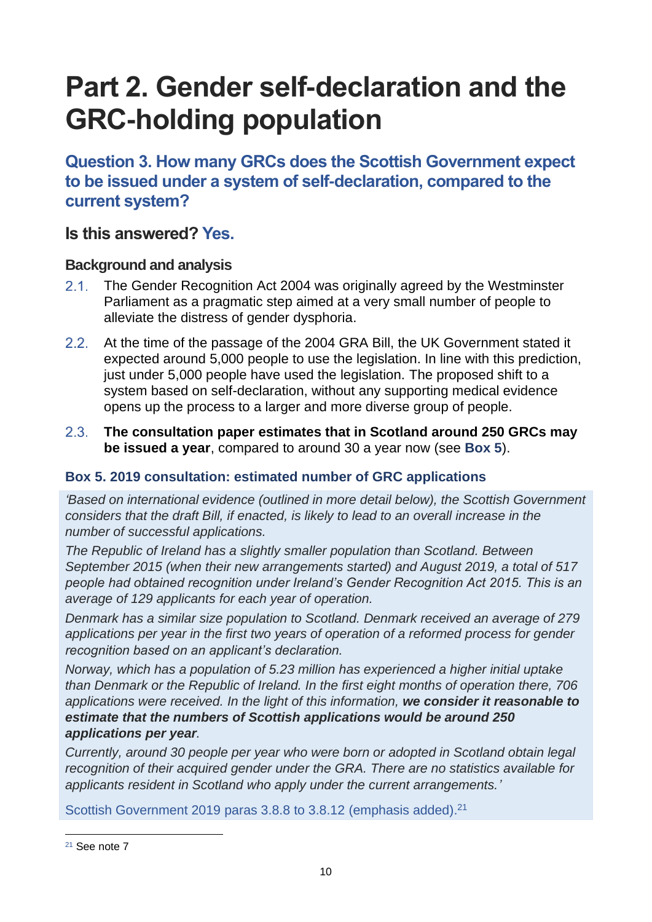# Part 2. Gender self-declaration and the GRC-holding population

## Question 3. How many GRCs does the Scottish Government expect to be issued under a system of self-declaration, compared to the current system?

### Is this answered? Yes.

#### Background and analysis

2.1. The Gender Recognition Act 2004 was originally agreed by the Westminster Parliament as a pragmatic step aimed at a very small number of people to alleviate the distress of gender dysphoria.

2.2. At the time of the passage of the 2004 GRA Bill, the UK Government stated it expected around 5,000 people to use the legislation. In line with this prediction, just under 5,000 people have used the legislation. The proposed shift to a system based on self-declaration, without any supporting medical evidence opens up the process to a larger and more diverse group of people.

2.3. **The consultation paper estimates that in Scotland around 250 GRCs may be issued a year**, compared to around 30 a year now (see **Box 5**).

#### Box 5. 2019 consultation: estimated number of GRC applications

*'Based on international evidence (outlined in more detail below), the Scottish Government considers that the draft Bill, if enacted, is likely to lead to an overall increase in the number of successful applications.*

*The Republic of Ireland has a slightly smaller population than Scotland. Between September 2015 (when their new arrangements started) and August 2019, a total of 517 people had obtained recognition under Ireland's Gender Recognition Act 2015. This is an average of 129 applicants for each year of operation.*

*Denmark has a similar size population to Scotland. Denmark received an average of 279 applications per year in the first two years of operation of a reformed process for gender recognition based on an applicant's declaration.*

*Norway, which has a population of 5.23 million has experienced a higher initial uptake than Denmark or the Republic of Ireland. In the first eight months of operation there, 706 applications were received. In the light of this information,* ***we consider it reasonable to estimate that the numbers of Scottish applications would be around 250 applications per year****.*

*Currently, around 30 people per year who were born or adopted in Scotland obtain legal recognition of their acquired gender under the GRA. There are no statistics available for applicants resident in Scotland who apply under the current arrangements.'*

Scottish Government 2019 paras 3.8.8 to 3.8.12 (emphasis added).[21]

[21] See note 7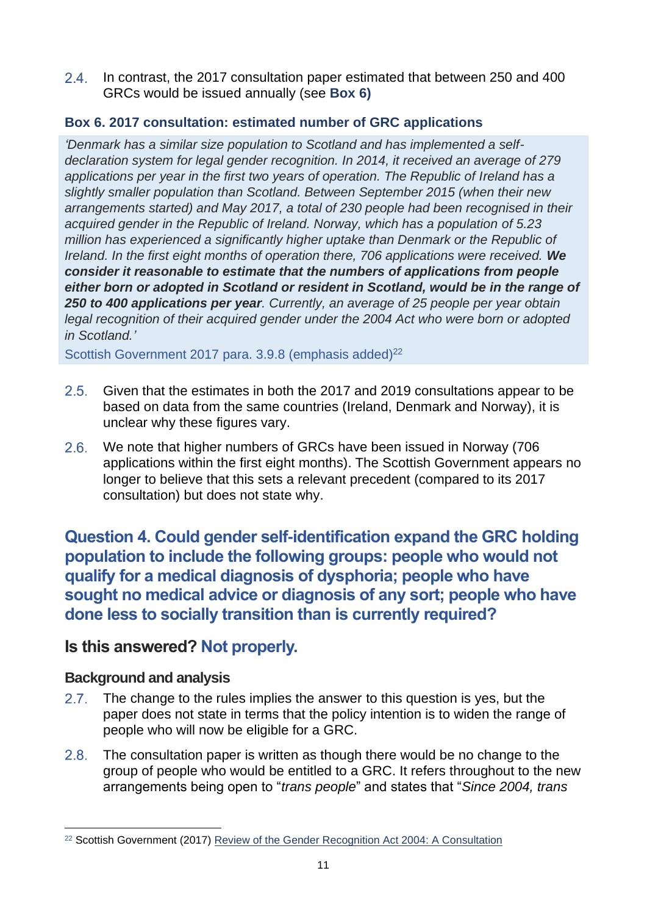2.4. In contrast, the 2017 consultation paper estimated that between 250 and 400 GRCs would be issued annually (see **Box 6)**

### Box 6. 2017 consultation: estimated number of GRC applications

> *'Denmark has a similar size population to Scotland and has implemented a self-declaration system for legal gender recognition. In 2014, it received an average of 279 applications per year in the first two years of operation. The Republic of Ireland has a slightly smaller population than Scotland. Between September 2015 (when their new arrangements started) and May 2017, a total of 230 people had been recognised in their acquired gender in the Republic of Ireland. Norway, which has a population of 5.23 million has experienced a significantly higher uptake than Denmark or the Republic of Ireland. In the first eight months of operation there, 706 applications were received.* ***We consider it reasonable to estimate that the numbers of applications from people either born or adopted in Scotland or resident in Scotland, would be in the range of 250 to 400 applications per year****. Currently, an average of 25 people per year obtain legal recognition of their acquired gender under the 2004 Act who were born or adopted in Scotland.'*
>
> Scottish Government 2017 para. 3.9.8 (emphasis added)[22]

2.5. Given that the estimates in both the 2017 and 2019 consultations appear to be based on data from the same countries (Ireland, Denmark and Norway), it is unclear why these figures vary.

2.6. We note that higher numbers of GRCs have been issued in Norway (706 applications within the first eight months). The Scottish Government appears no longer to believe that this sets a relevant precedent (compared to its 2017 consultation) but does not state why.

## Question 4. Could gender self-identification expand the GRC holding population to include the following groups: people who would not qualify for a medical diagnosis of dysphoria; people who have sought no medical advice or diagnosis of any sort; people who have done less to socially transition than is currently required?

### Is this answered? Not properly.

#### Background and analysis

2.7. The change to the rules implies the answer to this question is yes, but the paper does not state in terms that the policy intention is to widen the range of people who will now be eligible for a GRC.

2.8. The consultation paper is written as though there would be no change to the group of people who would be entitled to a GRC. It refers throughout to the new arrangements being open to "*trans people*" and states that "*Since 2004, trans*

[22] Scottish Government (2017) Review of the Gender Recognition Act 2004: A Consultation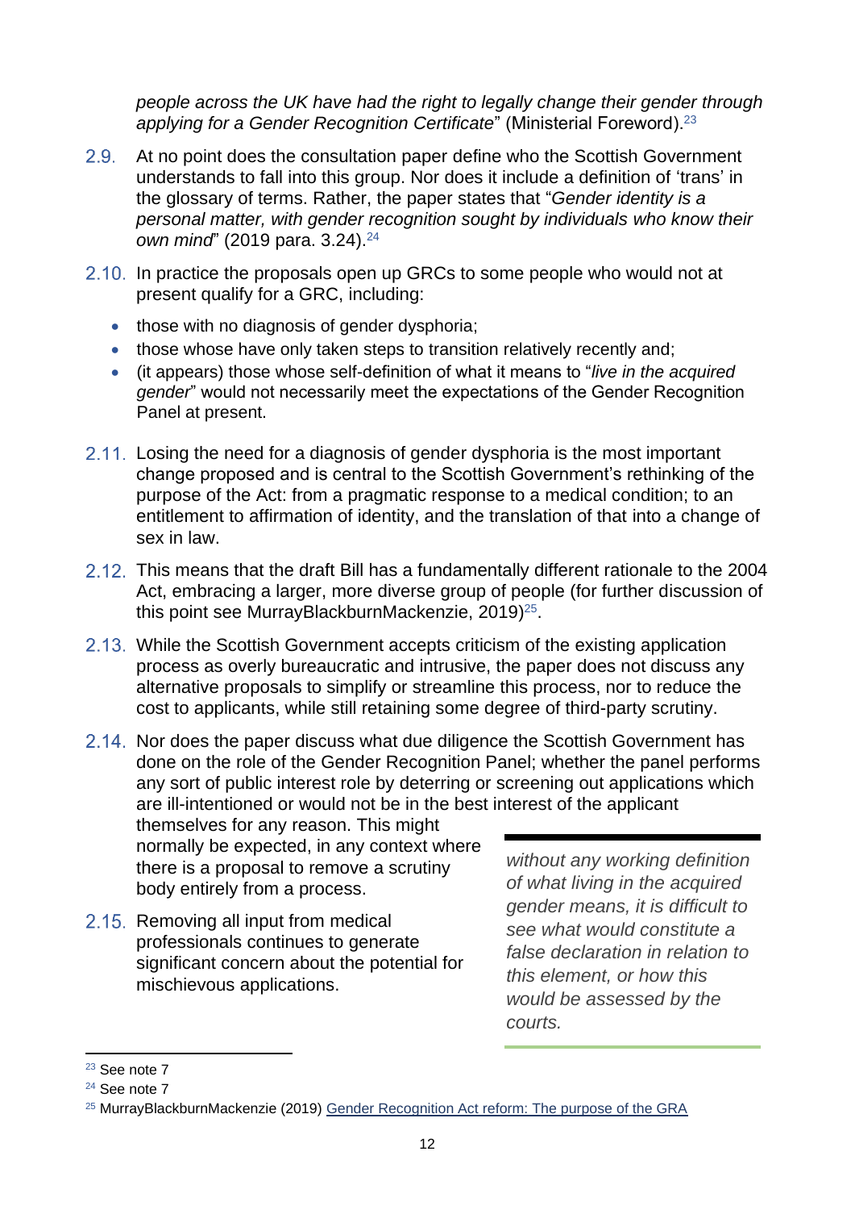*people across the UK have had the right to legally change their gender through applying for a Gender Recognition Certificate*" (Ministerial Foreword).[23]

2.9. At no point does the consultation paper define who the Scottish Government understands to fall into this group. Nor does it include a definition of 'trans' in the glossary of terms. Rather, the paper states that "*Gender identity is a personal matter, with gender recognition sought by individuals who know their own mind*" (2019 para. 3.24).[24]

2.10. In practice the proposals open up GRCs to some people who would not at present qualify for a GRC, including:

- those with no diagnosis of gender dysphoria;
- those whose have only taken steps to transition relatively recently and;
- (it appears) those whose self-definition of what it means to "*live in the acquired gender*" would not necessarily meet the expectations of the Gender Recognition Panel at present.

2.11. Losing the need for a diagnosis of gender dysphoria is the most important change proposed and is central to the Scottish Government's rethinking of the purpose of the Act: from a pragmatic response to a medical condition; to an entitlement to affirmation of identity, and the translation of that into a change of sex in law.

2.12. This means that the draft Bill has a fundamentally different rationale to the 2004 Act, embracing a larger, more diverse group of people (for further discussion of this point see MurrayBlackburnMackenzie, 2019)[25].

2.13. While the Scottish Government accepts criticism of the existing application process as overly bureaucratic and intrusive, the paper does not discuss any alternative proposals to simplify or streamline this process, nor to reduce the cost to applicants, while still retaining some degree of third-party scrutiny.

2.14. Nor does the paper discuss what due diligence the Scottish Government has done on the role of the Gender Recognition Panel; whether the panel performs any sort of public interest role by deterring or screening out applications which are ill-intentioned or would not be in the best interest of the applicant themselves for any reason. This might normally be expected, in any context where there is a proposal to remove a scrutiny body entirely from a process.

2.15. Removing all input from medical professionals continues to generate significant concern about the potential for mischievous applications.

> *without any working definition of what living in the acquired gender means, it is difficult to see what would constitute a false declaration in relation to this element, or how this would be assessed by the courts.*

---

[23] See note 7

[24] See note 7

[25] MurrayBlackburnMackenzie (2019) Gender Recognition Act reform: The purpose of the GRA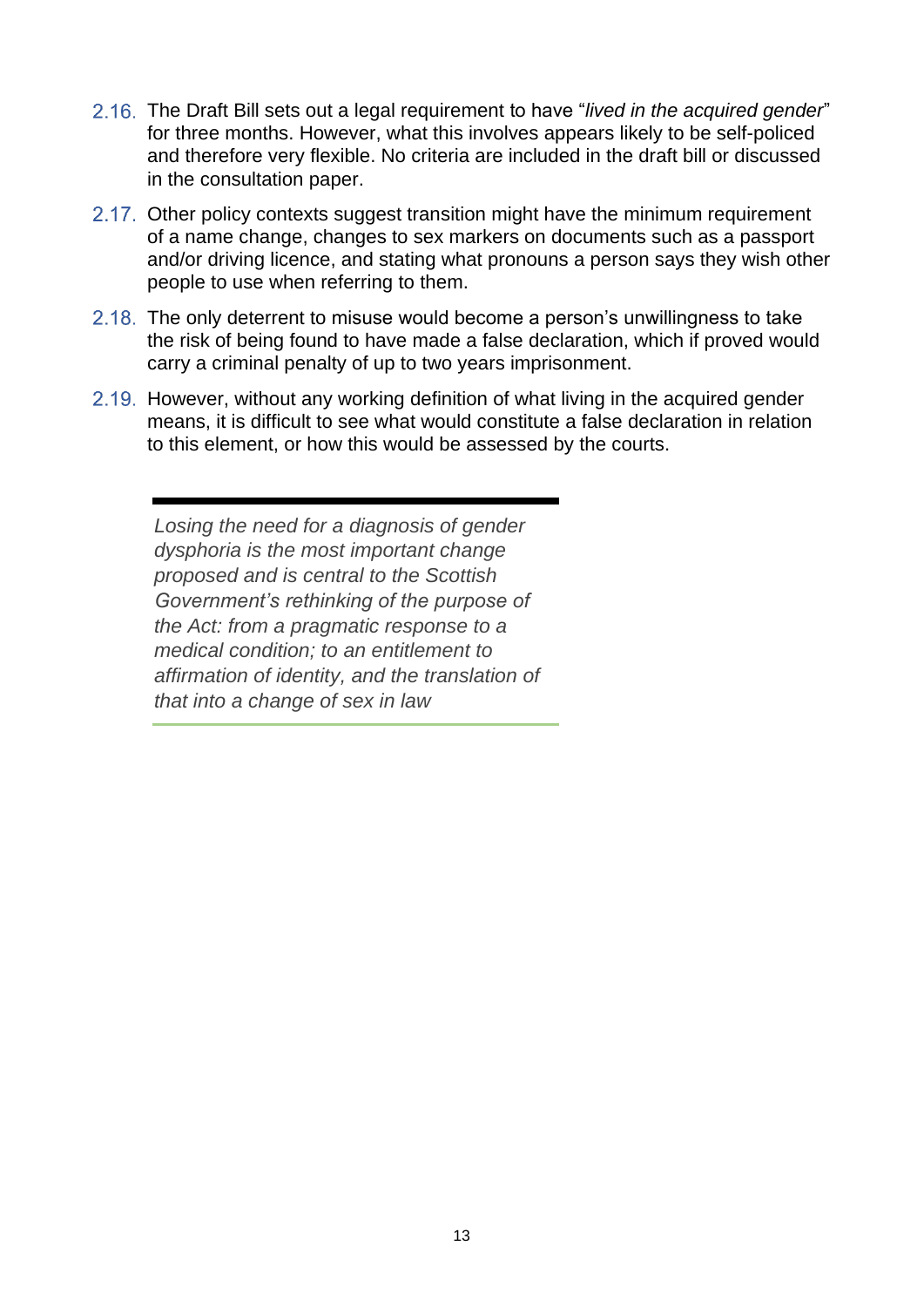2.16. The Draft Bill sets out a legal requirement to have "*lived in the acquired gender*" for three months. However, what this involves appears likely to be self-policed and therefore very flexible. No criteria are included in the draft bill or discussed in the consultation paper.

2.17. Other policy contexts suggest transition might have the minimum requirement of a name change, changes to sex markers on documents such as a passport and/or driving licence, and stating what pronouns a person says they wish other people to use when referring to them.

2.18. The only deterrent to misuse would become a person's unwillingness to take the risk of being found to have made a false declaration, which if proved would carry a criminal penalty of up to two years imprisonment.

2.19. However, without any working definition of what living in the acquired gender means, it is difficult to see what would constitute a false declaration in relation to this element, or how this would be assessed by the courts.

> *Losing the need for a diagnosis of gender dysphoria is the most important change proposed and is central to the Scottish Government's rethinking of the purpose of the Act: from a pragmatic response to a medical condition; to an entitlement to affirmation of identity, and the translation of that into a change of sex in law*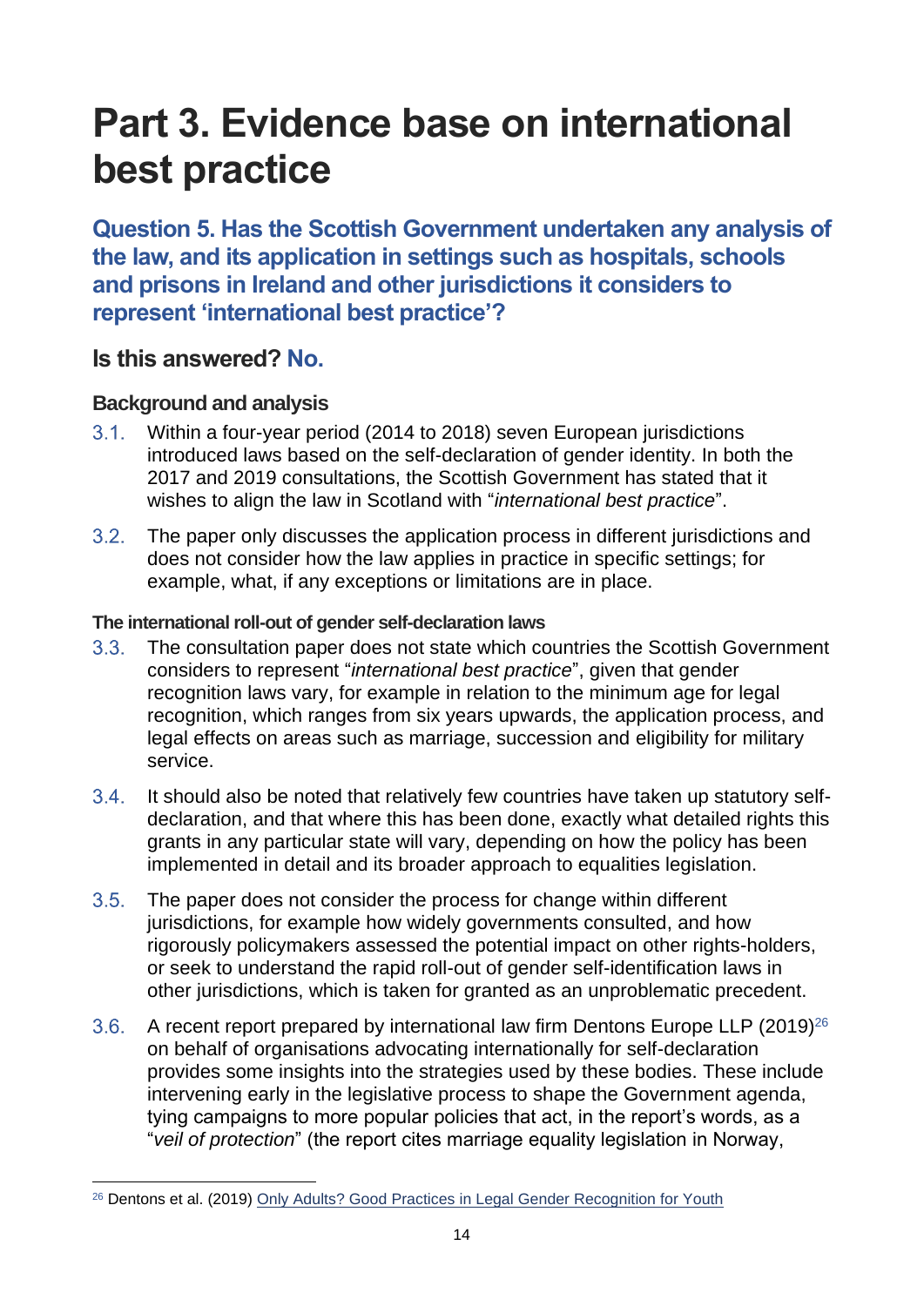# Part 3. Evidence base on international best practice

## Question 5. Has the Scottish Government undertaken any analysis of the law, and its application in settings such as hospitals, schools and prisons in Ireland and other jurisdictions it considers to represent 'international best practice'?

## Is this answered? No.

### Background and analysis

3.1. Within a four-year period (2014 to 2018) seven European jurisdictions introduced laws based on the self-declaration of gender identity. In both the 2017 and 2019 consultations, the Scottish Government has stated that it wishes to align the law in Scotland with "*international best practice*".

3.2. The paper only discusses the application process in different jurisdictions and does not consider how the law applies in practice in specific settings; for example, what, if any exceptions or limitations are in place.

#### The international roll-out of gender self-declaration laws

3.3. The consultation paper does not state which countries the Scottish Government considers to represent "*international best practice*", given that gender recognition laws vary, for example in relation to the minimum age for legal recognition, which ranges from six years upwards, the application process, and legal effects on areas such as marriage, succession and eligibility for military service.

3.4. It should also be noted that relatively few countries have taken up statutory self-declaration, and that where this has been done, exactly what detailed rights this grants in any particular state will vary, depending on how the policy has been implemented in detail and its broader approach to equalities legislation.

3.5. The paper does not consider the process for change within different jurisdictions, for example how widely governments consulted, and how rigorously policymakers assessed the potential impact on other rights-holders, or seek to understand the rapid roll-out of gender self-identification laws in other jurisdictions, which is taken for granted as an unproblematic precedent.

3.6. A recent report prepared by international law firm Dentons Europe LLP (2019)[26] on behalf of organisations advocating internationally for self-declaration provides some insights into the strategies used by these bodies. These include intervening early in the legislative process to shape the Government agenda, tying campaigns to more popular policies that act, in the report's words, as a "*veil of protection*" (the report cites marriage equality legislation in Norway,

[26] Dentons et al. (2019) Only Adults? Good Practices in Legal Gender Recognition for Youth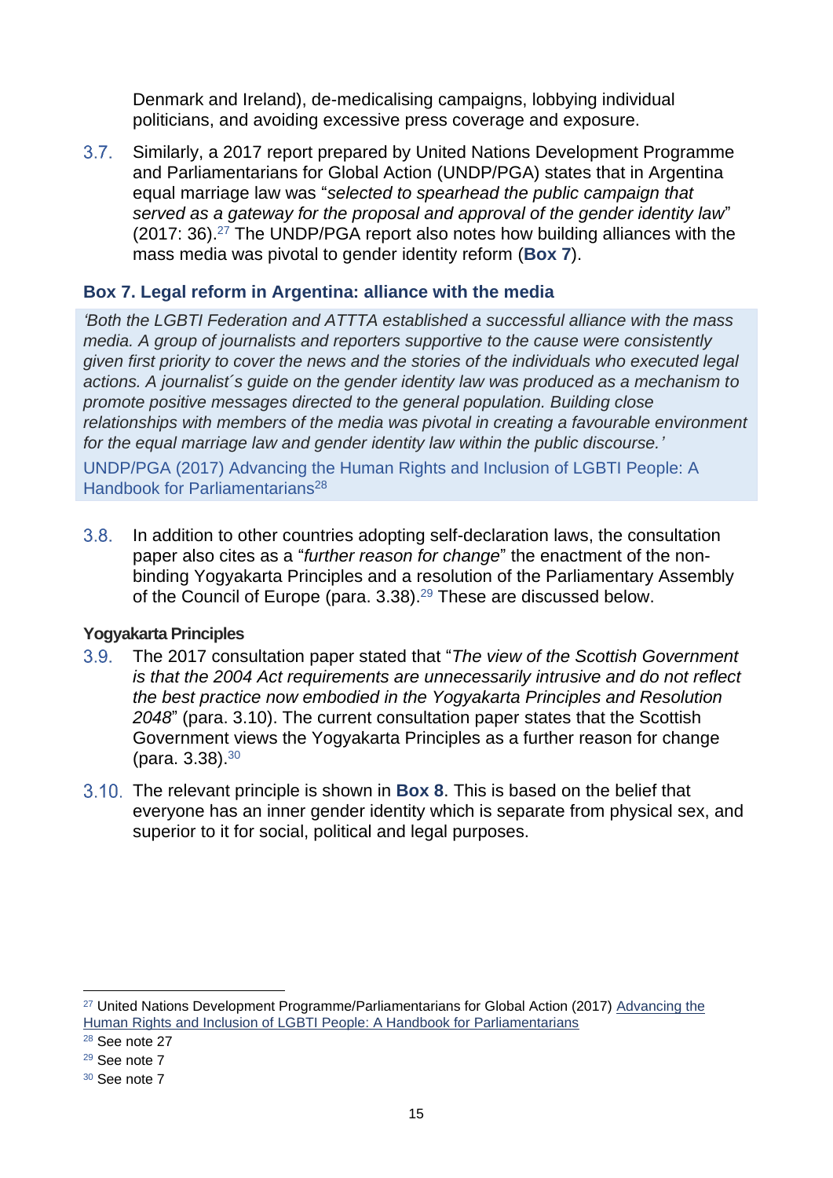Denmark and Ireland), de-medicalising campaigns, lobbying individual politicians, and avoiding excessive press coverage and exposure.

3.7. Similarly, a 2017 report prepared by United Nations Development Programme and Parliamentarians for Global Action (UNDP/PGA) states that in Argentina equal marriage law was "*selected to spearhead the public campaign that served as a gateway for the proposal and approval of the gender identity law*" (2017: 36).[27] The UNDP/PGA report also notes how building alliances with the mass media was pivotal to gender identity reform (**Box 7**).

### Box 7. Legal reform in Argentina: alliance with the media

*'Both the LGBTI Federation and ATTTA established a successful alliance with the mass media. A group of journalists and reporters supportive to the cause were consistently given first priority to cover the news and the stories of the individuals who executed legal actions. A journalist´s guide on the gender identity law was produced as a mechanism to promote positive messages directed to the general population. Building close relationships with members of the media was pivotal in creating a favourable environment for the equal marriage law and gender identity law within the public discourse.'*

UNDP/PGA (2017) Advancing the Human Rights and Inclusion of LGBTI People: A Handbook for Parliamentarians[28]

3.8. In addition to other countries adopting self-declaration laws, the consultation paper also cites as a "*further reason for change*" the enactment of the non-binding Yogyakarta Principles and a resolution of the Parliamentary Assembly of the Council of Europe (para. 3.38).[29] These are discussed below.

#### Yogyakarta Principles

3.9. The 2017 consultation paper stated that "*The view of the Scottish Government is that the 2004 Act requirements are unnecessarily intrusive and do not reflect the best practice now embodied in the Yogyakarta Principles and Resolution 2048*" (para. 3.10). The current consultation paper states that the Scottish Government views the Yogyakarta Principles as a further reason for change (para. 3.38).[30]

3.10. The relevant principle is shown in **Box 8**. This is based on the belief that everyone has an inner gender identity which is separate from physical sex, and superior to it for social, political and legal purposes.

---

[27] United Nations Development Programme/Parliamentarians for Global Action (2017) Advancing the Human Rights and Inclusion of LGBTI People: A Handbook for Parliamentarians

[28] See note 27

[29] See note 7

[30] See note 7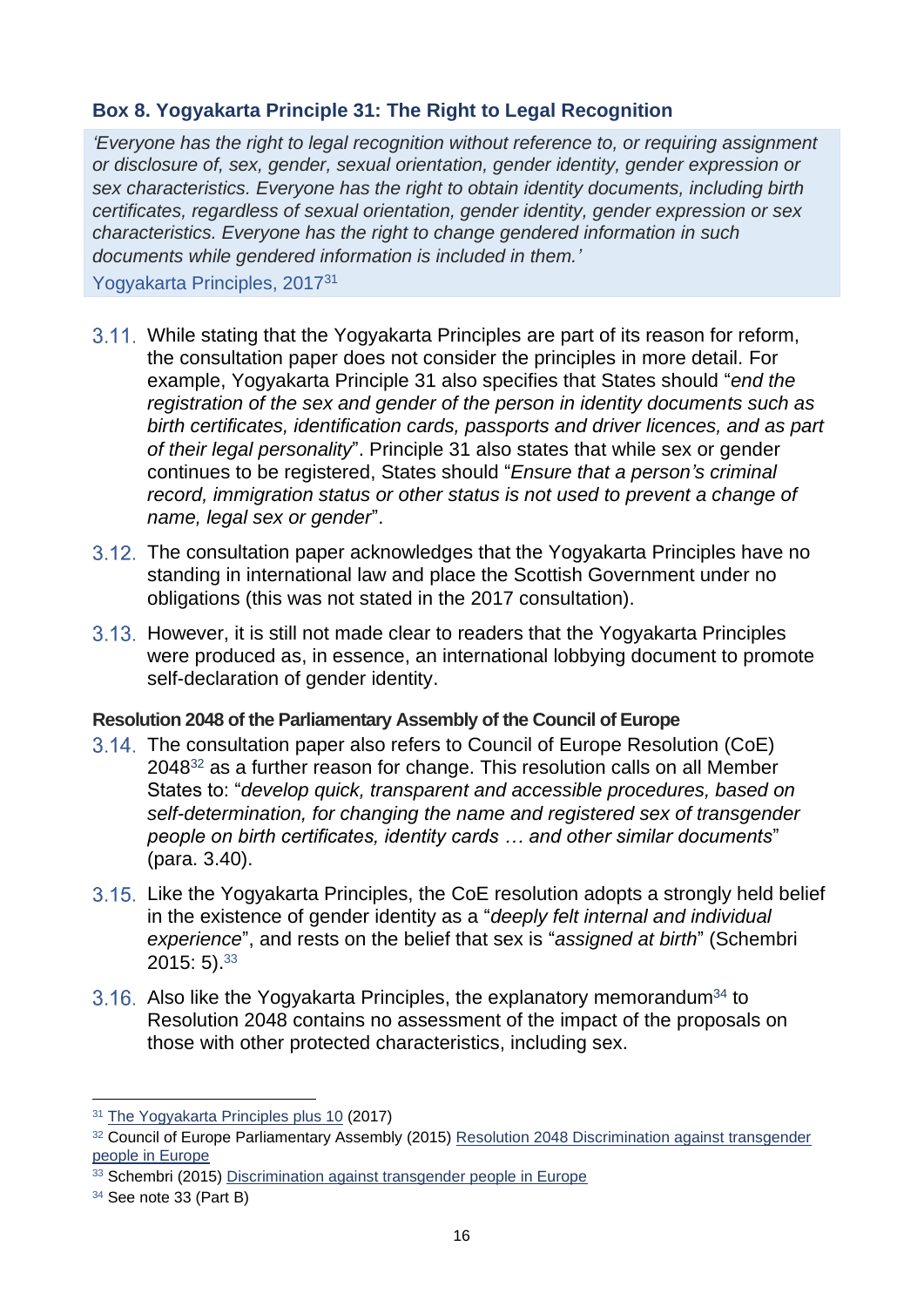### Box 8. Yogyakarta Principle 31: The Right to Legal Recognition

> *'Everyone has the right to legal recognition without reference to, or requiring assignment or disclosure of, sex, gender, sexual orientation, gender identity, gender expression or sex characteristics. Everyone has the right to obtain identity documents, including birth certificates, regardless of sexual orientation, gender identity, gender expression or sex characteristics. Everyone has the right to change gendered information in such documents while gendered information is included in them.'*
>
> Yogyakarta Principles, 2017[31]

3.11. While stating that the Yogyakarta Principles are part of its reason for reform, the consultation paper does not consider the principles in more detail. For example, Yogyakarta Principle 31 also specifies that States should "*end the registration of the sex and gender of the person in identity documents such as birth certificates, identification cards, passports and driver licences, and as part of their legal personality*". Principle 31 also states that while sex or gender continues to be registered, States should "*Ensure that a person's criminal record, immigration status or other status is not used to prevent a change of name, legal sex or gender*".

3.12. The consultation paper acknowledges that the Yogyakarta Principles have no standing in international law and place the Scottish Government under no obligations (this was not stated in the 2017 consultation).

3.13. However, it is still not made clear to readers that the Yogyakarta Principles were produced as, in essence, an international lobbying document to promote self-declaration of gender identity.

**Resolution 2048 of the Parliamentary Assembly of the Council of Europe**

3.14. The consultation paper also refers to Council of Europe Resolution (CoE) 2048[32] as a further reason for change. This resolution calls on all Member States to: "*develop quick, transparent and accessible procedures, based on self-determination, for changing the name and registered sex of transgender people on birth certificates, identity cards … and other similar documents*" (para. 3.40).

3.15. Like the Yogyakarta Principles, the CoE resolution adopts a strongly held belief in the existence of gender identity as a "*deeply felt internal and individual experience*", and rests on the belief that sex is "*assigned at birth*" (Schembri 2015: 5).[33]

3.16. Also like the Yogyakarta Principles, the explanatory memorandum[34] to Resolution 2048 contains no assessment of the impact of the proposals on those with other protected characteristics, including sex.

---

[31] The Yogyakarta Principles plus 10 (2017)

[32] Council of Europe Parliamentary Assembly (2015) Resolution 2048 Discrimination against transgender people in Europe

[33] Schembri (2015) Discrimination against transgender people in Europe

[34] See note 33 (Part B)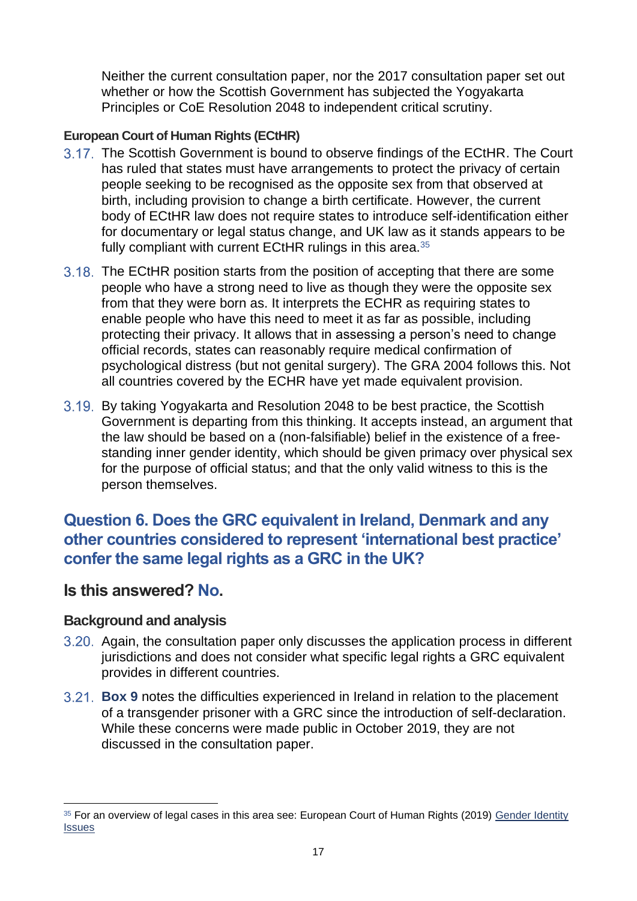Neither the current consultation paper, nor the 2017 consultation paper set out whether or how the Scottish Government has subjected the Yogyakarta Principles or CoE Resolution 2048 to independent critical scrutiny.

#### European Court of Human Rights (ECtHR)

3.17. The Scottish Government is bound to observe findings of the ECtHR. The Court has ruled that states must have arrangements to protect the privacy of certain people seeking to be recognised as the opposite sex from that observed at birth, including provision to change a birth certificate. However, the current body of ECtHR law does not require states to introduce self-identification either for documentary or legal status change, and UK law as it stands appears to be fully compliant with current ECtHR rulings in this area.[35]

3.18. The ECtHR position starts from the position of accepting that there are some people who have a strong need to live as though they were the opposite sex from that they were born as. It interprets the ECHR as requiring states to enable people who have this need to meet it as far as possible, including protecting their privacy. It allows that in assessing a person's need to change official records, states can reasonably require medical confirmation of psychological distress (but not genital surgery). The GRA 2004 follows this. Not all countries covered by the ECHR have yet made equivalent provision.

3.19. By taking Yogyakarta and Resolution 2048 to be best practice, the Scottish Government is departing from this thinking. It accepts instead, an argument that the law should be based on a (non-falsifiable) belief in the existence of a free-standing inner gender identity, which should be given primacy over physical sex for the purpose of official status; and that the only valid witness to this is the person themselves.

## Question 6. Does the GRC equivalent in Ireland, Denmark and any other countries considered to represent 'international best practice' confer the same legal rights as a GRC in the UK?

### Is this answered? No.

#### Background and analysis

3.20. Again, the consultation paper only discusses the application process in different jurisdictions and does not consider what specific legal rights a GRC equivalent provides in different countries.

3.21. **Box 9** notes the difficulties experienced in Ireland in relation to the placement of a transgender prisoner with a GRC since the introduction of self-declaration. While these concerns were made public in October 2019, they are not discussed in the consultation paper.

---

[35] For an overview of legal cases in this area see: European Court of Human Rights (2019) Gender Identity Issues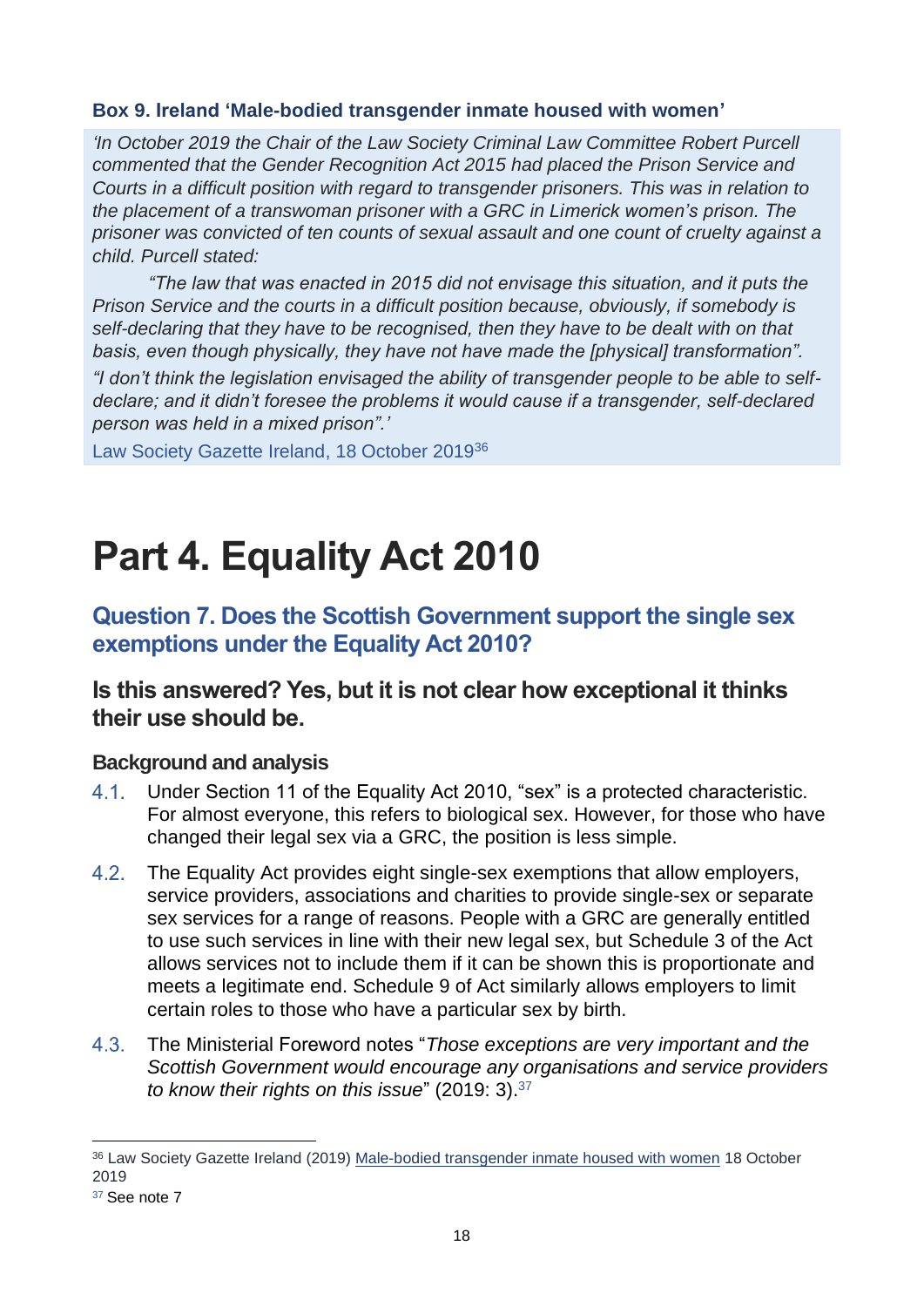### Box 9. Ireland 'Male-bodied transgender inmate housed with women'

*'In October 2019 the Chair of the Law Society Criminal Law Committee Robert Purcell commented that the Gender Recognition Act 2015 had placed the Prison Service and Courts in a difficult position with regard to transgender prisoners. This was in relation to the placement of a transwoman prisoner with a GRC in Limerick women's prison. The prisoner was convicted of ten counts of sexual assault and one count of cruelty against a child. Purcell stated:*

*"The law that was enacted in 2015 did not envisage this situation, and it puts the Prison Service and the courts in a difficult position because, obviously, if somebody is self-declaring that they have to be recognised, then they have to be dealt with on that basis, even though physically, they have not have made the [physical] transformation".*

*"I don't think the legislation envisaged the ability of transgender people to be able to self-declare; and it didn't foresee the problems it would cause if a transgender, self-declared person was held in a mixed prison".'*

Law Society Gazette Ireland, 18 October 2019[36]

# Part 4. Equality Act 2010

## Question 7. Does the Scottish Government support the single sex exemptions under the Equality Act 2010?

### Is this answered? Yes, but it is not clear how exceptional it thinks their use should be.

#### Background and analysis

4.1. Under Section 11 of the Equality Act 2010, "sex" is a protected characteristic. For almost everyone, this refers to biological sex. However, for those who have changed their legal sex via a GRC, the position is less simple.

4.2. The Equality Act provides eight single-sex exemptions that allow employers, service providers, associations and charities to provide single-sex or separate sex services for a range of reasons. People with a GRC are generally entitled to use such services in line with their new legal sex, but Schedule 3 of the Act allows services not to include them if it can be shown this is proportionate and meets a legitimate end. Schedule 9 of Act similarly allows employers to limit certain roles to those who have a particular sex by birth.

4.3. The Ministerial Foreword notes "*Those exceptions are very important and the Scottish Government would encourage any organisations and service providers to know their rights on this issue*" (2019: 3).[37]

---

[36] Law Society Gazette Ireland (2019) Male-bodied transgender inmate housed with women 18 October 2019

[37] See note 7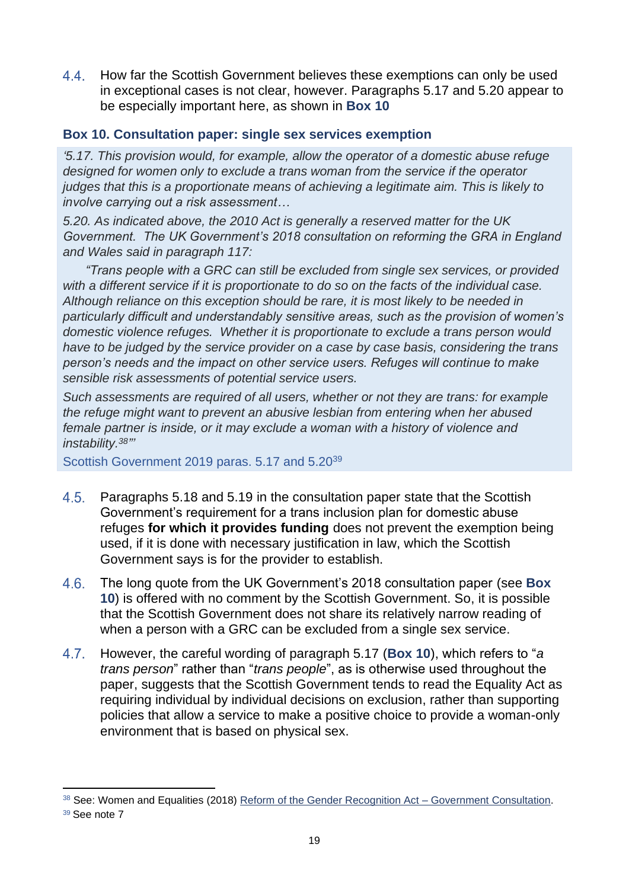4.4. How far the Scottish Government believes these exemptions can only be used in exceptional cases is not clear, however. Paragraphs 5.17 and 5.20 appear to be especially important here, as shown in **Box 10**

### Box 10. Consultation paper: single sex services exemption

*'5.17. This provision would, for example, allow the operator of a domestic abuse refuge designed for women only to exclude a trans woman from the service if the operator judges that this is a proportionate means of achieving a legitimate aim. This is likely to involve carrying out a risk assessment…*

*5.20. As indicated above, the 2010 Act is generally a reserved matter for the UK Government. The UK Government's 2018 consultation on reforming the GRA in England and Wales said in paragraph 117:*

*"Trans people with a GRC can still be excluded from single sex services, or provided with a different service if it is proportionate to do so on the facts of the individual case. Although reliance on this exception should be rare, it is most likely to be needed in particularly difficult and understandably sensitive areas, such as the provision of women's domestic violence refuges. Whether it is proportionate to exclude a trans person would have to be judged by the service provider on a case by case basis, considering the trans person's needs and the impact on other service users. Refuges will continue to make sensible risk assessments of potential service users.*

*Such assessments are required of all users, whether or not they are trans: for example the refuge might want to prevent an abusive lesbian from entering when her abused female partner is inside, or it may exclude a woman with a history of violence and instability.[38]"'*

Scottish Government 2019 paras. 5.17 and 5.20[39]

4.5. Paragraphs 5.18 and 5.19 in the consultation paper state that the Scottish Government's requirement for a trans inclusion plan for domestic abuse refuges **for which it provides funding** does not prevent the exemption being used, if it is done with necessary justification in law, which the Scottish Government says is for the provider to establish.

4.6. The long quote from the UK Government's 2018 consultation paper (see **Box 10**) is offered with no comment by the Scottish Government. So, it is possible that the Scottish Government does not share its relatively narrow reading of when a person with a GRC can be excluded from a single sex service.

4.7. However, the careful wording of paragraph 5.17 (**Box 10**), which refers to "*a trans person*" rather than "*trans people*", as is otherwise used throughout the paper, suggests that the Scottish Government tends to read the Equality Act as requiring individual by individual decisions on exclusion, rather than supporting policies that allow a service to make a positive choice to provide a woman-only environment that is based on physical sex.

---

[38] See: Women and Equalities (2018) Reform of the Gender Recognition Act – Government Consultation.

[39] See note 7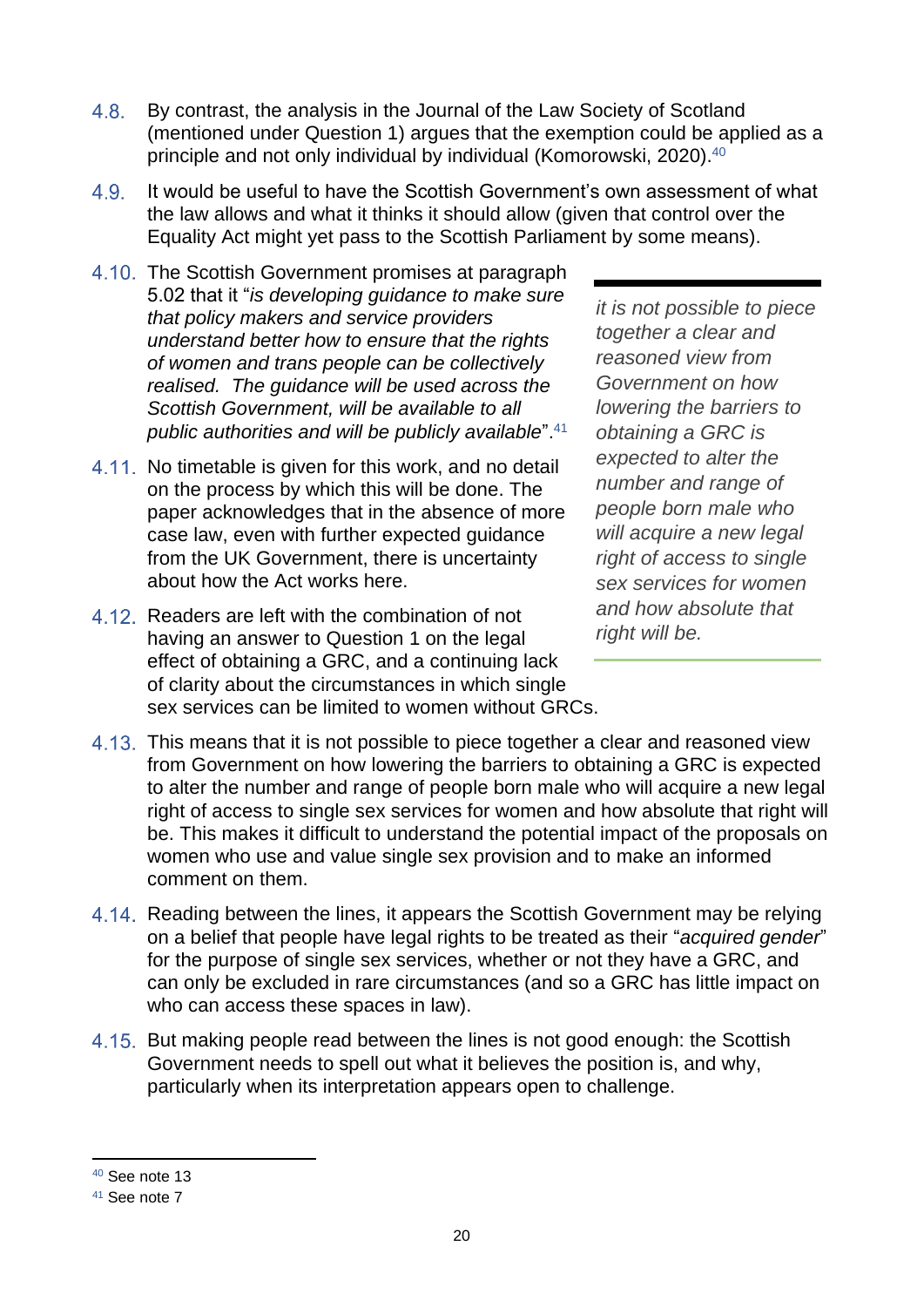4.8. By contrast, the analysis in the Journal of the Law Society of Scotland (mentioned under Question 1) argues that the exemption could be applied as a principle and not only individual by individual (Komorowski, 2020).[40]

4.9. It would be useful to have the Scottish Government's own assessment of what the law allows and what it thinks it should allow (given that control over the Equality Act might yet pass to the Scottish Parliament by some means).

4.10. The Scottish Government promises at paragraph 5.02 that it "*is developing guidance to make sure that policy makers and service providers understand better how to ensure that the rights of women and trans people can be collectively realised. The guidance will be used across the Scottish Government, will be available to all public authorities and will be publicly available*".[41]

4.11. No timetable is given for this work, and no detail on the process by which this will be done. The paper acknowledges that in the absence of more case law, even with further expected guidance from the UK Government, there is uncertainty about how the Act works here.

4.12. Readers are left with the combination of not having an answer to Question 1 on the legal effect of obtaining a GRC, and a continuing lack of clarity about the circumstances in which single sex services can be limited to women without GRCs.

> *it is not possible to piece together a clear and reasoned view from Government on how lowering the barriers to obtaining a GRC is expected to alter the number and range of people born male who will acquire a new legal right of access to single sex services for women and how absolute that right will be.*

4.13. This means that it is not possible to piece together a clear and reasoned view from Government on how lowering the barriers to obtaining a GRC is expected to alter the number and range of people born male who will acquire a new legal right of access to single sex services for women and how absolute that right will be. This makes it difficult to understand the potential impact of the proposals on women who use and value single sex provision and to make an informed comment on them.

4.14. Reading between the lines, it appears the Scottish Government may be relying on a belief that people have legal rights to be treated as their "*acquired gender*" for the purpose of single sex services, whether or not they have a GRC, and can only be excluded in rare circumstances (and so a GRC has little impact on who can access these spaces in law).

4.15. But making people read between the lines is not good enough: the Scottish Government needs to spell out what it believes the position is, and why, particularly when its interpretation appears open to challenge.

[40] See note 13

[41] See note 7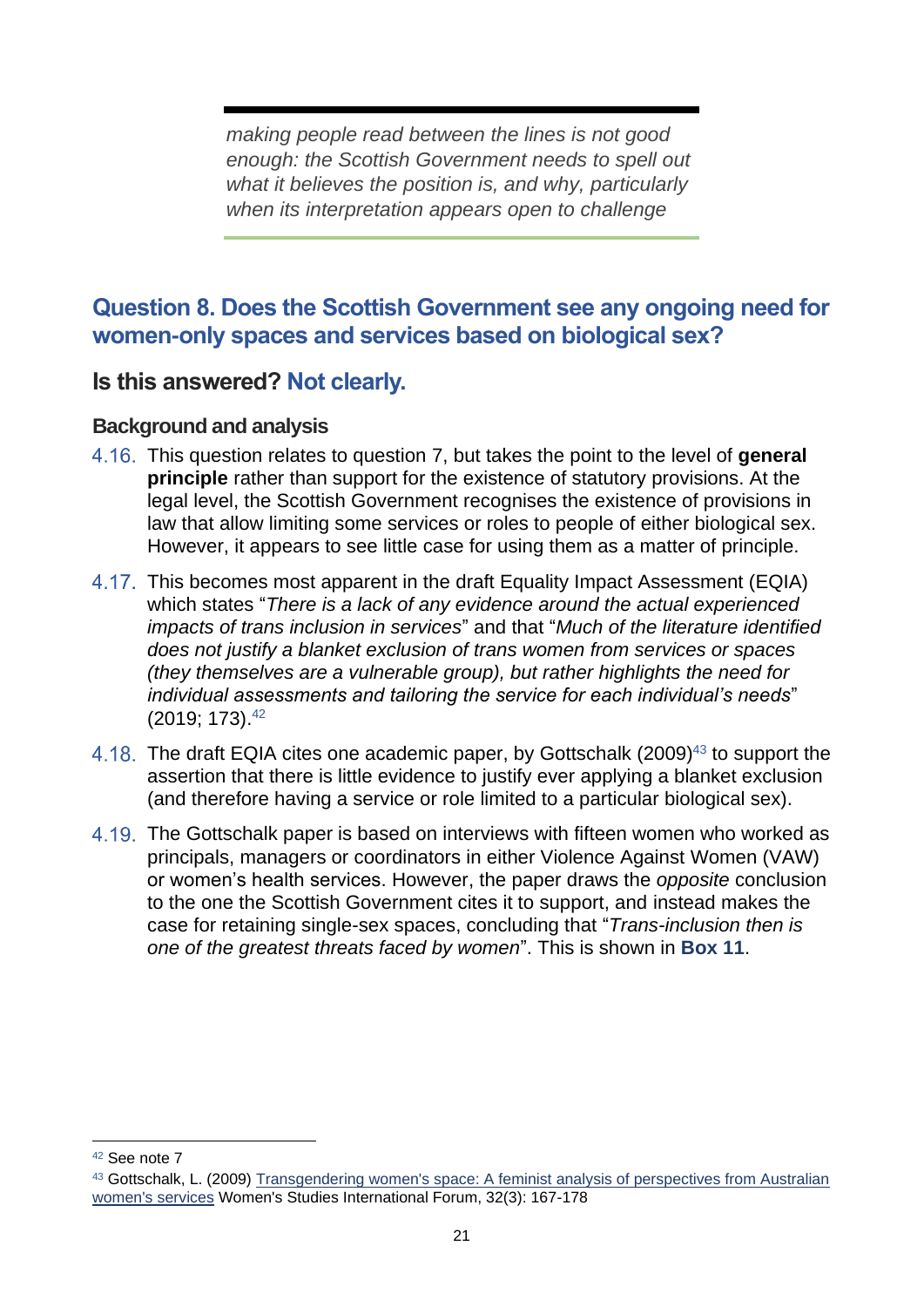> *making people read between the lines is not good enough: the Scottish Government needs to spell out what it believes the position is, and why, particularly when its interpretation appears open to challenge*

## Question 8. Does the Scottish Government see any ongoing need for women-only spaces and services based on biological sex?

### Is this answered? Not clearly.

#### Background and analysis

4.16. This question relates to question 7, but takes the point to the level of **general principle** rather than support for the existence of statutory provisions. At the legal level, the Scottish Government recognises the existence of provisions in law that allow limiting some services or roles to people of either biological sex. However, it appears to see little case for using them as a matter of principle.

4.17. This becomes most apparent in the draft Equality Impact Assessment (EQIA) which states "*There is a lack of any evidence around the actual experienced impacts of trans inclusion in services*" and that "*Much of the literature identified does not justify a blanket exclusion of trans women from services or spaces (they themselves are a vulnerable group), but rather highlights the need for individual assessments and tailoring the service for each individual's needs*" (2019; 173).[42]

4.18. The draft EQIA cites one academic paper, by Gottschalk (2009)[43] to support the assertion that there is little evidence to justify ever applying a blanket exclusion (and therefore having a service or role limited to a particular biological sex).

4.19. The Gottschalk paper is based on interviews with fifteen women who worked as principals, managers or coordinators in either Violence Against Women (VAW) or women's health services. However, the paper draws the *opposite* conclusion to the one the Scottish Government cites it to support, and instead makes the case for retaining single-sex spaces, concluding that "*Trans-inclusion then is one of the greatest threats faced by women*". This is shown in **Box 11**.

---

[42] See note 7

[43] Gottschalk, L. (2009) Transgendering women's space: A feminist analysis of perspectives from Australian women's services Women's Studies International Forum, 32(3): 167-178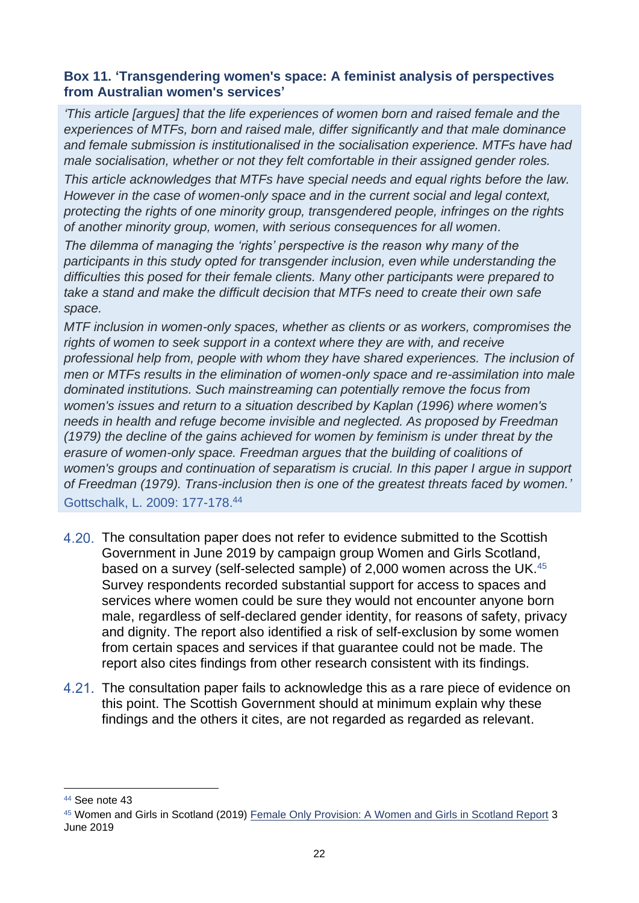### Box 11. 'Transgendering women's space: A feminist analysis of perspectives from Australian women's services'

*'This article [argues] that the life experiences of women born and raised female and the experiences of MTFs, born and raised male, differ significantly and that male dominance and female submission is institutionalised in the socialisation experience. MTFs have had male socialisation, whether or not they felt comfortable in their assigned gender roles.*

*This article acknowledges that MTFs have special needs and equal rights before the law. However in the case of women-only space and in the current social and legal context, protecting the rights of one minority group, transgendered people, infringes on the rights of another minority group, women, with serious consequences for all women.*

*The dilemma of managing the 'rights' perspective is the reason why many of the participants in this study opted for transgender inclusion, even while understanding the difficulties this posed for their female clients. Many other participants were prepared to take a stand and make the difficult decision that MTFs need to create their own safe space.*

*MTF inclusion in women-only spaces, whether as clients or as workers, compromises the rights of women to seek support in a context where they are with, and receive professional help from, people with whom they have shared experiences. The inclusion of men or MTFs results in the elimination of women-only space and re-assimilation into male dominated institutions. Such mainstreaming can potentially remove the focus from women's issues and return to a situation described by Kaplan (1996) where women's needs in health and refuge become invisible and neglected. As proposed by Freedman (1979) the decline of the gains achieved for women by feminism is under threat by the erasure of women-only space. Freedman argues that the building of coalitions of women's groups and continuation of separatism is crucial. In this paper I argue in support of Freedman (1979). Trans-inclusion then is one of the greatest threats faced by women.'*

Gottschalk, L. 2009: 177-178.[44]

4.20. The consultation paper does not refer to evidence submitted to the Scottish Government in June 2019 by campaign group Women and Girls Scotland, based on a survey (self-selected sample) of 2,000 women across the UK.[45] Survey respondents recorded substantial support for access to spaces and services where women could be sure they would not encounter anyone born male, regardless of self-declared gender identity, for reasons of safety, privacy and dignity. The report also identified a risk of self-exclusion by some women from certain spaces and services if that guarantee could not be made. The report also cites findings from other research consistent with its findings.

4.21. The consultation paper fails to acknowledge this as a rare piece of evidence on this point. The Scottish Government should at minimum explain why these findings and the others it cites, are not regarded as regarded as relevant.

---

[44] See note 43

[45] Women and Girls in Scotland (2019) Female Only Provision: A Women and Girls in Scotland Report 3 June 2019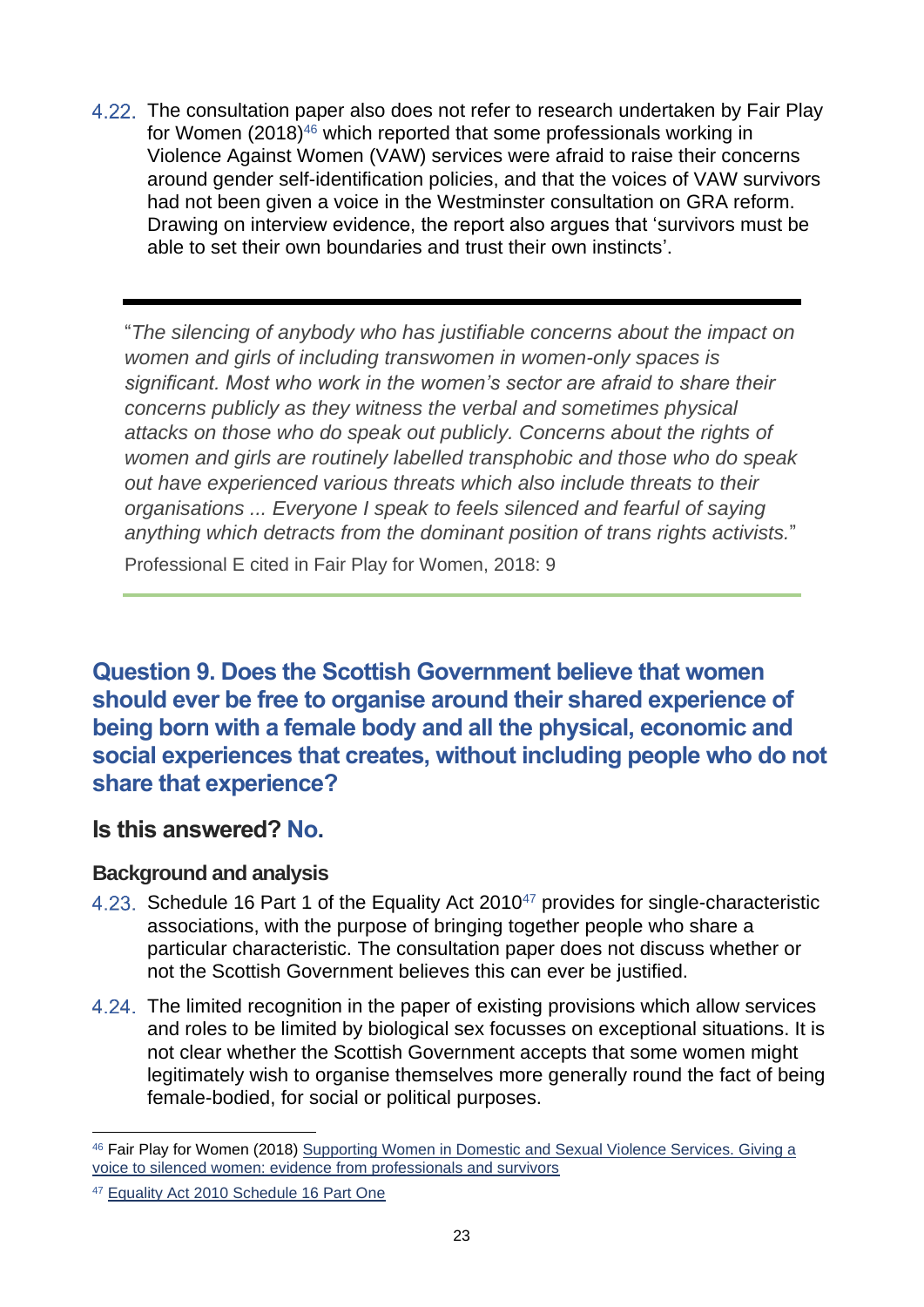4.22. The consultation paper also does not refer to research undertaken by Fair Play for Women (2018)[46] which reported that some professionals working in Violence Against Women (VAW) services were afraid to raise their concerns around gender self-identification policies, and that the voices of VAW survivors had not been given a voice in the Westminster consultation on GRA reform. Drawing on interview evidence, the report also argues that 'survivors must be able to set their own boundaries and trust their own instincts'.

> "*The silencing of anybody who has justifiable concerns about the impact on women and girls of including transwomen in women-only spaces is significant. Most who work in the women's sector are afraid to share their concerns publicly as they witness the verbal and sometimes physical attacks on those who do speak out publicly. Concerns about the rights of women and girls are routinely labelled transphobic and those who do speak out have experienced various threats which also include threats to their organisations ... Everyone I speak to feels silenced and fearful of saying anything which detracts from the dominant position of trans rights activists.*"
>
> Professional E cited in Fair Play for Women, 2018: 9

## Question 9. Does the Scottish Government believe that women should ever be free to organise around their shared experience of being born with a female body and all the physical, economic and social experiences that creates, without including people who do not share that experience?

### Is this answered? No.

#### Background and analysis

4.23. Schedule 16 Part 1 of the Equality Act 2010[47] provides for single-characteristic associations, with the purpose of bringing together people who share a particular characteristic. The consultation paper does not discuss whether or not the Scottish Government believes this can ever be justified.

4.24. The limited recognition in the paper of existing provisions which allow services and roles to be limited by biological sex focusses on exceptional situations. It is not clear whether the Scottish Government accepts that some women might legitimately wish to organise themselves more generally round the fact of being female-bodied, for social or political purposes.

---

[46] Fair Play for Women (2018) Supporting Women in Domestic and Sexual Violence Services. Giving a voice to silenced women: evidence from professionals and survivors

[47] Equality Act 2010 Schedule 16 Part One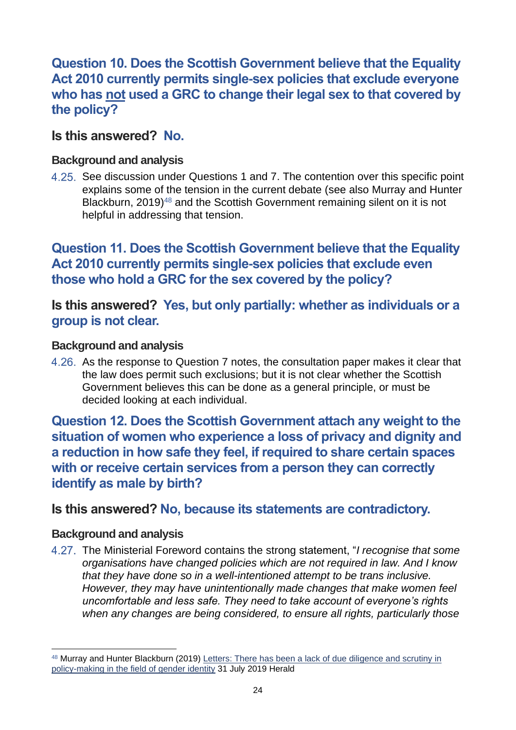## Question 10. Does the Scottish Government believe that the Equality Act 2010 currently permits single-sex policies that exclude everyone who has <u>not</u> used a GRC to change their legal sex to that covered by the policy?

### Is this answered? No.

#### Background and analysis

4.25. See discussion under Questions 1 and 7. The contention over this specific point explains some of the tension in the current debate (see also Murray and Hunter Blackburn, 2019)[48] and the Scottish Government remaining silent on it is not helpful in addressing that tension.

## Question 11. Does the Scottish Government believe that the Equality Act 2010 currently permits single-sex policies that exclude even those who hold a GRC for the sex covered by the policy?

### Is this answered? Yes, but only partially: whether as individuals or a group is not clear.

#### Background and analysis

4.26. As the response to Question 7 notes, the consultation paper makes it clear that the law does permit such exclusions; but it is not clear whether the Scottish Government believes this can be done as a general principle, or must be decided looking at each individual.

## Question 12. Does the Scottish Government attach any weight to the situation of women who experience a loss of privacy and dignity and a reduction in how safe they feel, if required to share certain spaces with or receive certain services from a person they can correctly identify as male by birth?

### Is this answered? No, because its statements are contradictory.

#### Background and analysis

4.27. The Ministerial Foreword contains the strong statement, "*I recognise that some organisations have changed policies which are not required in law. And I know that they have done so in a well-intentioned attempt to be trans inclusive. However, they may have unintentionally made changes that make women feel uncomfortable and less safe. They need to take account of everyone's rights when any changes are being considered, to ensure all rights, particularly those*

---

[48] Murray and Hunter Blackburn (2019) Letters: There has been a lack of due diligence and scrutiny in policy-making in the field of gender identity 31 July 2019 Herald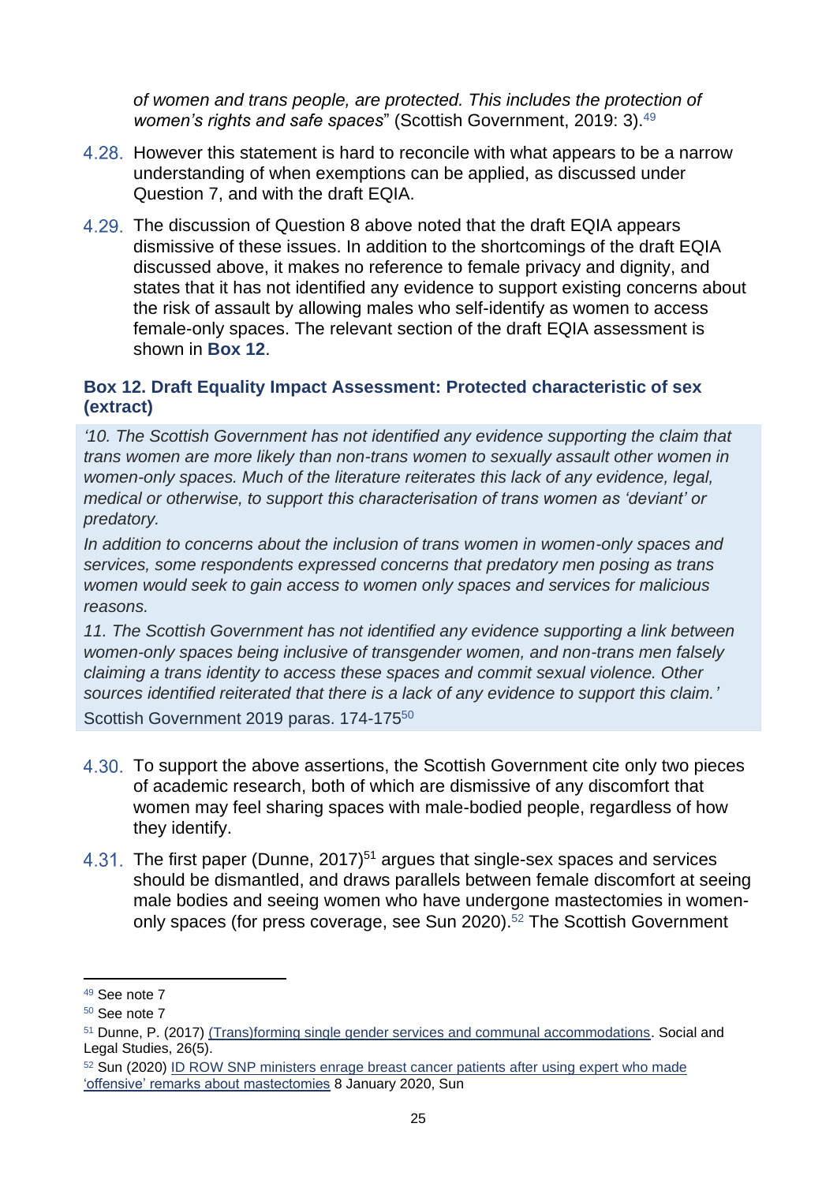*of women and trans people, are protected. This includes the protection of women's rights and safe spaces*" (Scottish Government, 2019: 3).[49]

4.28. However this statement is hard to reconcile with what appears to be a narrow understanding of when exemptions can be applied, as discussed under Question 7, and with the draft EQIA.

4.29. The discussion of Question 8 above noted that the draft EQIA appears dismissive of these issues. In addition to the shortcomings of the draft EQIA discussed above, it makes no reference to female privacy and dignity, and states that it has not identified any evidence to support existing concerns about the risk of assault by allowing males who self-identify as women to access female-only spaces. The relevant section of the draft EQIA assessment is shown in **Box 12**.

### Box 12. Draft Equality Impact Assessment: Protected characteristic of sex (extract)

*'10. The Scottish Government has not identified any evidence supporting the claim that trans women are more likely than non-trans women to sexually assault other women in women-only spaces. Much of the literature reiterates this lack of any evidence, legal, medical or otherwise, to support this characterisation of trans women as 'deviant' or predatory.*

*In addition to concerns about the inclusion of trans women in women-only spaces and services, some respondents expressed concerns that predatory men posing as trans women would seek to gain access to women only spaces and services for malicious reasons.*

*11. The Scottish Government has not identified any evidence supporting a link between women-only spaces being inclusive of transgender women, and non-trans men falsely claiming a trans identity to access these spaces and commit sexual violence. Other sources identified reiterated that there is a lack of any evidence to support this claim.'*

Scottish Government 2019 paras. 174-175[50]

4.30. To support the above assertions, the Scottish Government cite only two pieces of academic research, both of which are dismissive of any discomfort that women may feel sharing spaces with male-bodied people, regardless of how they identify.

4.31. The first paper (Dunne, 2017)[51] argues that single-sex spaces and services should be dismantled, and draws parallels between female discomfort at seeing male bodies and seeing women who have undergone mastectomies in women-only spaces (for press coverage, see Sun 2020).[52] The Scottish Government

---

[49] See note 7

[50] See note 7

[51] Dunne, P. (2017) (Trans)forming single gender services and communal accommodations. Social and Legal Studies, 26(5).

[52] Sun (2020) ID ROW SNP ministers enrage breast cancer patients after using expert who made 'offensive' remarks about mastectomies 8 January 2020, Sun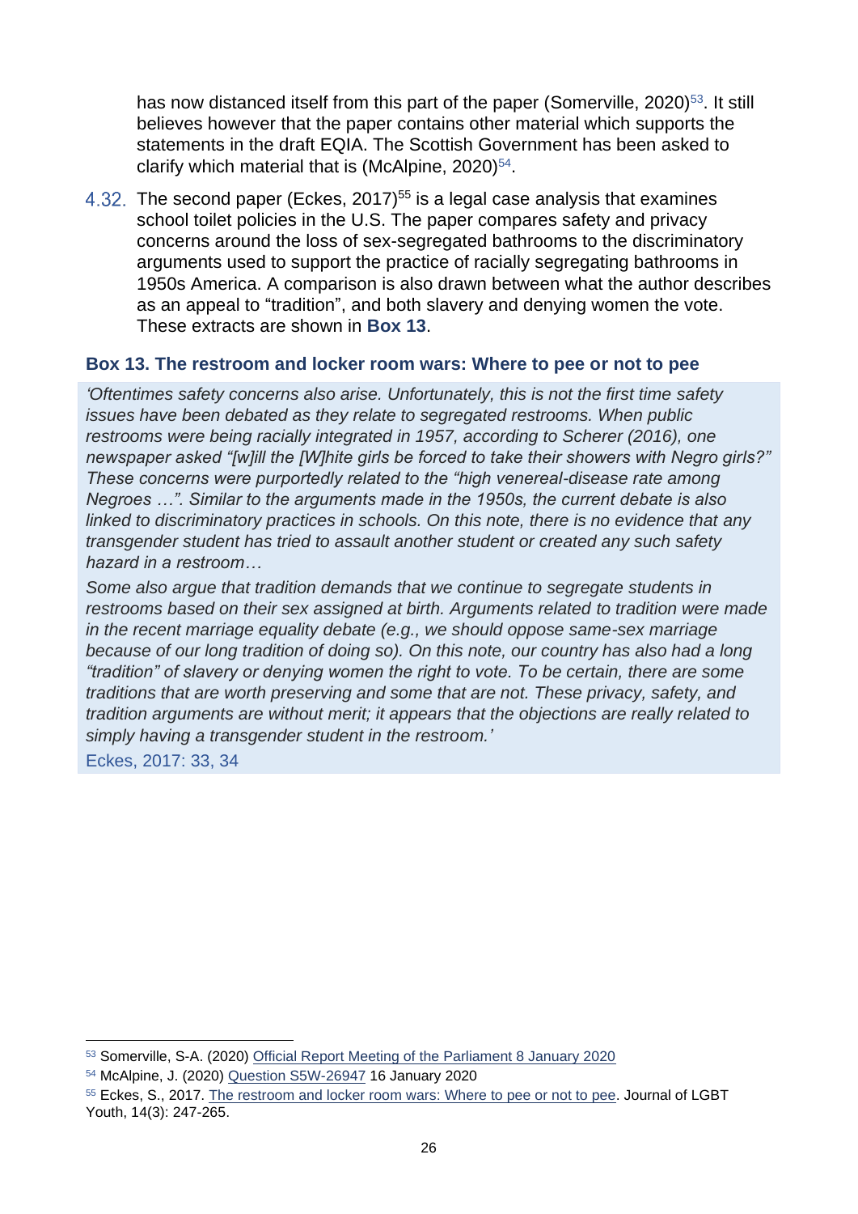has now distanced itself from this part of the paper (Somerville, 2020)[53]. It still believes however that the paper contains other material which supports the statements in the draft EQIA. The Scottish Government has been asked to clarify which material that is (McAlpine, 2020)[54].

4.32. The second paper (Eckes, 2017)[55] is a legal case analysis that examines school toilet policies in the U.S. The paper compares safety and privacy concerns around the loss of sex-segregated bathrooms to the discriminatory arguments used to support the practice of racially segregating bathrooms in 1950s America. A comparison is also drawn between what the author describes as an appeal to "tradition", and both slavery and denying women the vote. These extracts are shown in **Box 13**.

### Box 13. The restroom and locker room wars: Where to pee or not to pee

*'Oftentimes safety concerns also arise. Unfortunately, this is not the first time safety issues have been debated as they relate to segregated restrooms. When public restrooms were being racially integrated in 1957, according to Scherer (2016), one newspaper asked "[w]ill the [W]hite girls be forced to take their showers with Negro girls?" These concerns were purportedly related to the "high venereal-disease rate among Negroes …". Similar to the arguments made in the 1950s, the current debate is also linked to discriminatory practices in schools. On this note, there is no evidence that any transgender student has tried to assault another student or created any such safety hazard in a restroom…*

*Some also argue that tradition demands that we continue to segregate students in restrooms based on their sex assigned at birth. Arguments related to tradition were made in the recent marriage equality debate (e.g., we should oppose same-sex marriage because of our long tradition of doing so). On this note, our country has also had a long "tradition" of slavery or denying women the right to vote. To be certain, there are some traditions that are worth preserving and some that are not. These privacy, safety, and tradition arguments are without merit; it appears that the objections are really related to simply having a transgender student in the restroom.'*

Eckes, 2017: 33, 34

---

[53] Somerville, S-A. (2020) Official Report Meeting of the Parliament 8 January 2020

[54] McAlpine, J. (2020) Question S5W-26947 16 January 2020

[55] Eckes, S., 2017. The restroom and locker room wars: Where to pee or not to pee. Journal of LGBT Youth, 14(3): 247-265.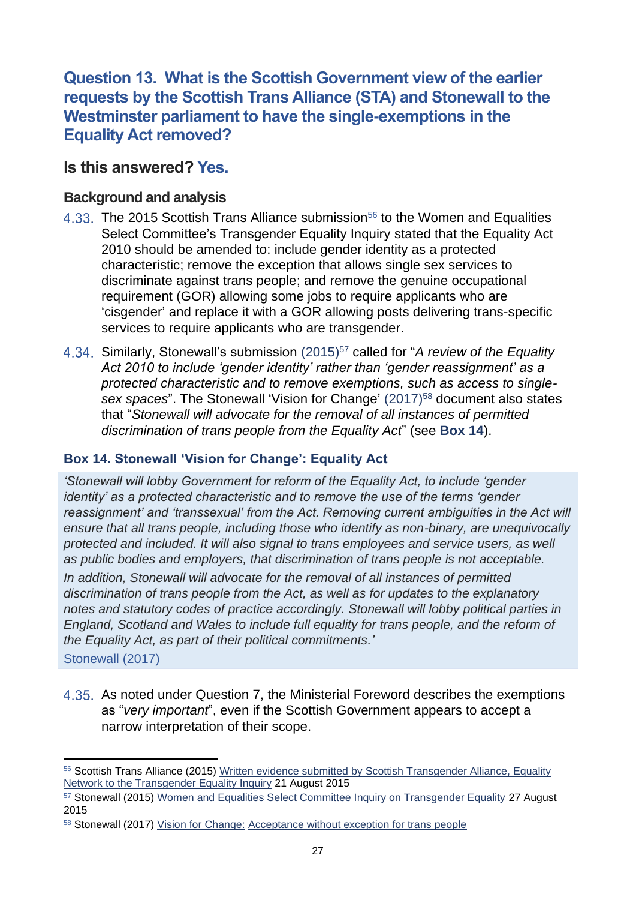## Question 13. What is the Scottish Government view of the earlier requests by the Scottish Trans Alliance (STA) and Stonewall to the Westminster parliament to have the single-exemptions in the Equality Act removed?

### Is this answered? Yes.

#### Background and analysis

4.33. The 2015 Scottish Trans Alliance submission[56] to the Women and Equalities Select Committee's Transgender Equality Inquiry stated that the Equality Act 2010 should be amended to: include gender identity as a protected characteristic; remove the exception that allows single sex services to discriminate against trans people; and remove the genuine occupational requirement (GOR) allowing some jobs to require applicants who are 'cisgender' and replace it with a GOR allowing posts delivering trans-specific services to require applicants who are transgender.

4.34. Similarly, Stonewall's submission (2015)[57] called for "*A review of the Equality Act 2010 to include 'gender identity' rather than 'gender reassignment' as a protected characteristic and to remove exemptions, such as access to single-sex spaces*". The Stonewall 'Vision for Change' (2017)[58] document also states that "*Stonewall will advocate for the removal of all instances of permitted discrimination of trans people from the Equality Act*" (see **Box 14**).

#### Box 14. Stonewall 'Vision for Change': Equality Act

> *'Stonewall will lobby Government for reform of the Equality Act, to include 'gender identity' as a protected characteristic and to remove the use of the terms 'gender reassignment' and 'transsexual' from the Act. Removing current ambiguities in the Act will ensure that all trans people, including those who identify as non-binary, are unequivocally protected and included. It will also signal to trans employees and service users, as well as public bodies and employers, that discrimination of trans people is not acceptable.*
>
> *In addition, Stonewall will advocate for the removal of all instances of permitted discrimination of trans people from the Act, as well as for updates to the explanatory notes and statutory codes of practice accordingly. Stonewall will lobby political parties in England, Scotland and Wales to include full equality for trans people, and the reform of the Equality Act, as part of their political commitments.'*
>
> Stonewall (2017)

4.35. As noted under Question 7, the Ministerial Foreword describes the exemptions as "*very important*", even if the Scottish Government appears to accept a narrow interpretation of their scope.

---

[56] Scottish Trans Alliance (2015) Written evidence submitted by Scottish Transgender Alliance, Equality Network to the Transgender Equality Inquiry 21 August 2015

[57] Stonewall (2015) Women and Equalities Select Committee Inquiry on Transgender Equality 27 August 2015

[58] Stonewall (2017) Vision for Change: Acceptance without exception for trans people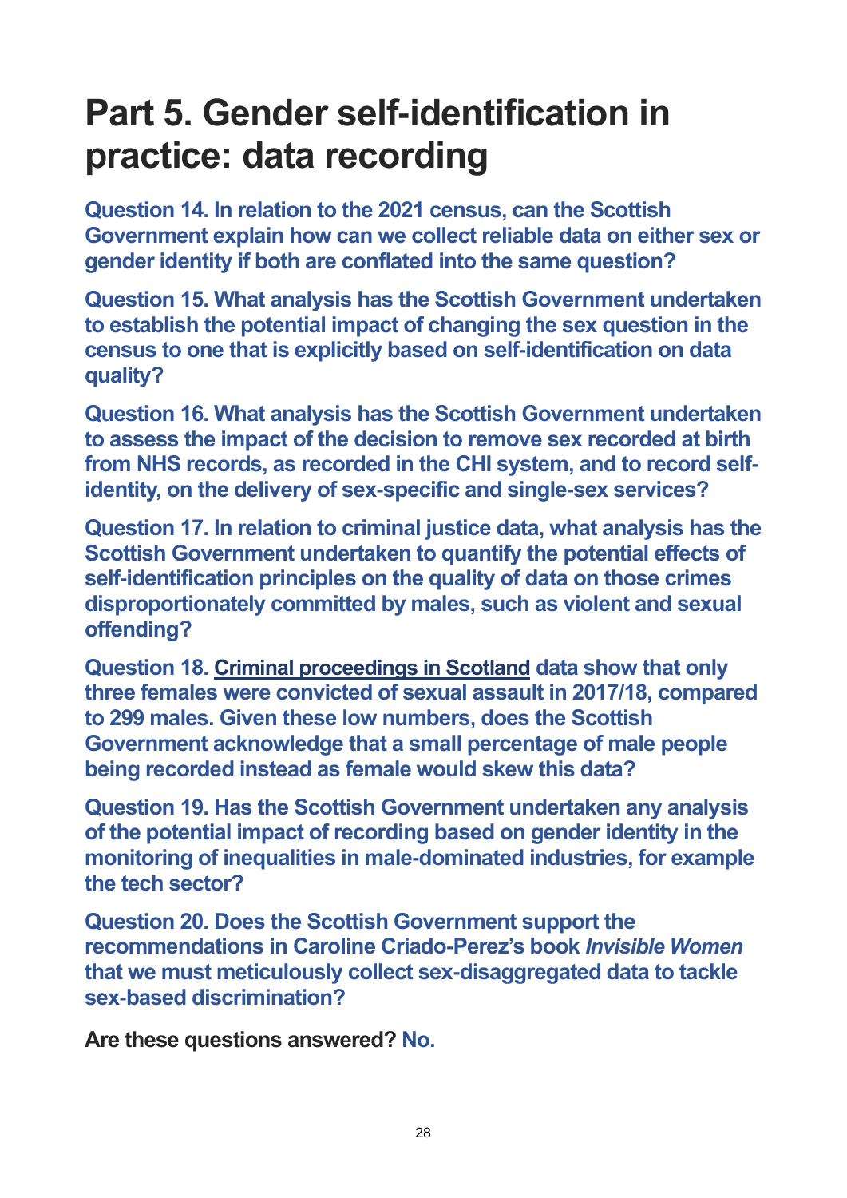# Part 5. Gender self-identification in practice: data recording

**Question 14. In relation to the 2021 census, can the Scottish Government explain how can we collect reliable data on either sex or gender identity if both are conflated into the same question?**

**Question 15. What analysis has the Scottish Government undertaken to establish the potential impact of changing the sex question in the census to one that is explicitly based on self-identification on data quality?**

**Question 16. What analysis has the Scottish Government undertaken to assess the impact of the decision to remove sex recorded at birth from NHS records, as recorded in the CHI system, and to record self-identity, on the delivery of sex-specific and single-sex services?**

**Question 17. In relation to criminal justice data, what analysis has the Scottish Government undertaken to quantify the potential effects of self-identification principles on the quality of data on those crimes disproportionately committed by males, such as violent and sexual offending?**

**Question 18. Criminal proceedings in Scotland data show that only three females were convicted of sexual assault in 2017/18, compared to 299 males. Given these low numbers, does the Scottish Government acknowledge that a small percentage of male people being recorded instead as female would skew this data?**

**Question 19. Has the Scottish Government undertaken any analysis of the potential impact of recording based on gender identity in the monitoring of inequalities in male-dominated industries, for example the tech sector?**

**Question 20. Does the Scottish Government support the recommendations in Caroline Criado-Perez's book *Invisible Women* that we must meticulously collect sex-disaggregated data to tackle sex-based discrimination?**

**Are these questions answered? No.**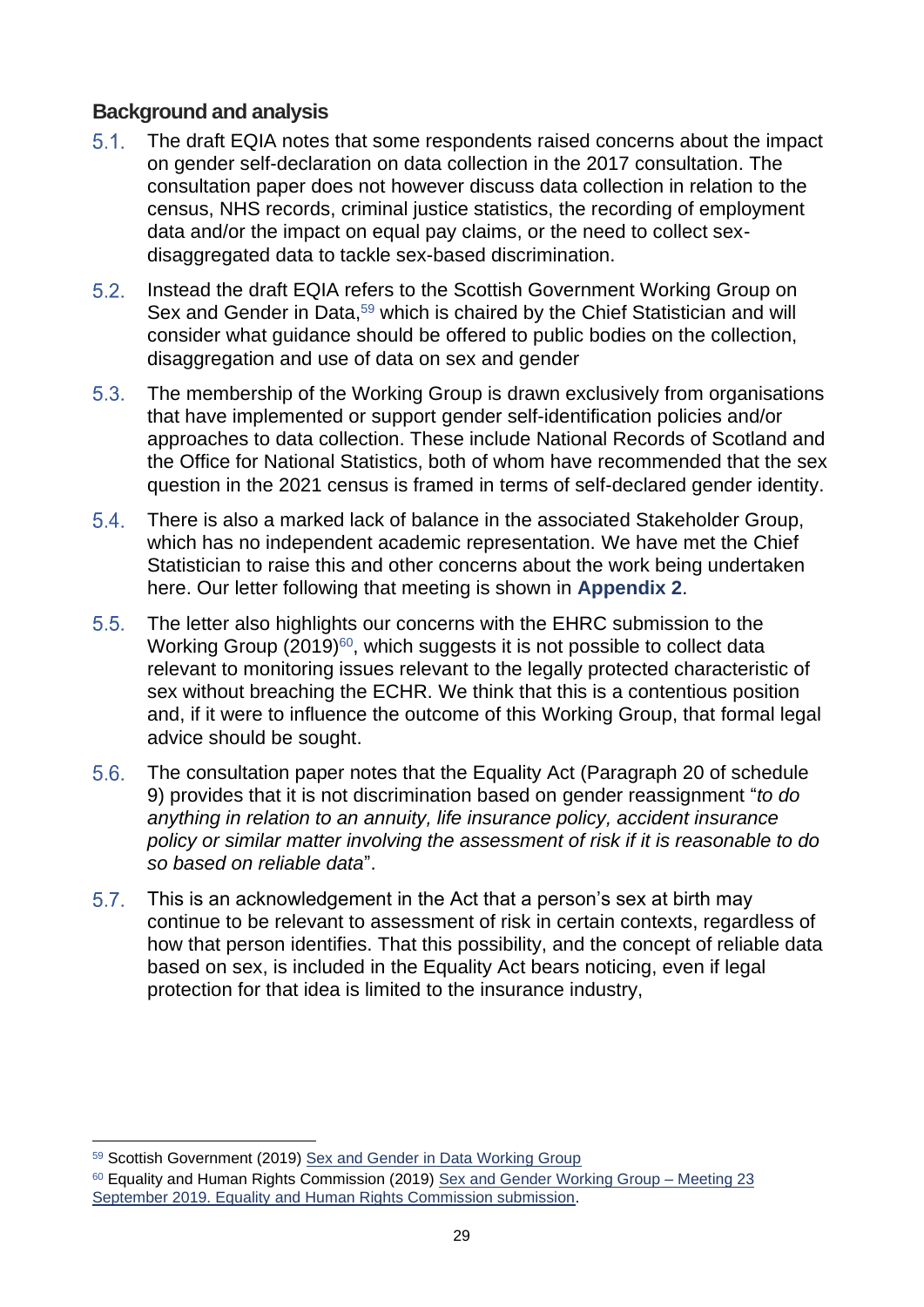## Background and analysis

5.1. The draft EQIA notes that some respondents raised concerns about the impact on gender self-declaration on data collection in the 2017 consultation. The consultation paper does not however discuss data collection in relation to the census, NHS records, criminal justice statistics, the recording of employment data and/or the impact on equal pay claims, or the need to collect sex-disaggregated data to tackle sex-based discrimination.

5.2. Instead the draft EQIA refers to the Scottish Government Working Group on Sex and Gender in Data,[59] which is chaired by the Chief Statistician and will consider what guidance should be offered to public bodies on the collection, disaggregation and use of data on sex and gender

5.3. The membership of the Working Group is drawn exclusively from organisations that have implemented or support gender self-identification policies and/or approaches to data collection. These include National Records of Scotland and the Office for National Statistics, both of whom have recommended that the sex question in the 2021 census is framed in terms of self-declared gender identity.

5.4. There is also a marked lack of balance in the associated Stakeholder Group, which has no independent academic representation. We have met the Chief Statistician to raise this and other concerns about the work being undertaken here. Our letter following that meeting is shown in **Appendix 2**.

5.5. The letter also highlights our concerns with the EHRC submission to the Working Group (2019)[60], which suggests it is not possible to collect data relevant to monitoring issues relevant to the legally protected characteristic of sex without breaching the ECHR. We think that this is a contentious position and, if it were to influence the outcome of this Working Group, that formal legal advice should be sought.

5.6. The consultation paper notes that the Equality Act (Paragraph 20 of schedule 9) provides that it is not discrimination based on gender reassignment "*to do anything in relation to an annuity, life insurance policy, accident insurance policy or similar matter involving the assessment of risk if it is reasonable to do so based on reliable data*".

5.7. This is an acknowledgement in the Act that a person's sex at birth may continue to be relevant to assessment of risk in certain contexts, regardless of how that person identifies. That this possibility, and the concept of reliable data based on sex, is included in the Equality Act bears noticing, even if legal protection for that idea is limited to the insurance industry,

---

[59] Scottish Government (2019) Sex and Gender in Data Working Group

[60] Equality and Human Rights Commission (2019) Sex and Gender Working Group – Meeting 23 September 2019. Equality and Human Rights Commission submission.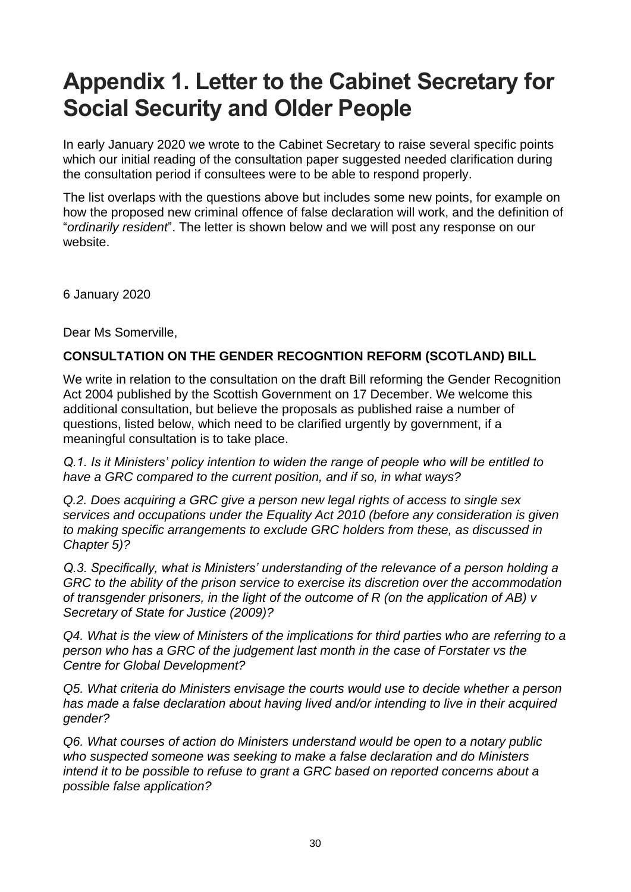# Appendix 1. Letter to the Cabinet Secretary for Social Security and Older People

In early January 2020 we wrote to the Cabinet Secretary to raise several specific points which our initial reading of the consultation paper suggested needed clarification during the consultation period if consultees were to be able to respond properly.

The list overlaps with the questions above but includes some new points, for example on how the proposed new criminal offence of false declaration will work, and the definition of "*ordinarily resident*". The letter is shown below and we will post any response on our website.

6 January 2020

Dear Ms Somerville,

**CONSULTATION ON THE GENDER RECOGNTION REFORM (SCOTLAND) BILL**

We write in relation to the consultation on the draft Bill reforming the Gender Recognition Act 2004 published by the Scottish Government on 17 December. We welcome this additional consultation, but believe the proposals as published raise a number of questions, listed below, which need to be clarified urgently by government, if a meaningful consultation is to take place.

*Q.1. Is it Ministers' policy intention to widen the range of people who will be entitled to have a GRC compared to the current position, and if so, in what ways?*

*Q.2. Does acquiring a GRC give a person new legal rights of access to single sex services and occupations under the Equality Act 2010 (before any consideration is given to making specific arrangements to exclude GRC holders from these, as discussed in Chapter 5)?*

*Q.3. Specifically, what is Ministers' understanding of the relevance of a person holding a GRC to the ability of the prison service to exercise its discretion over the accommodation of transgender prisoners, in the light of the outcome of R (on the application of AB) v Secretary of State for Justice (2009)?*

*Q4. What is the view of Ministers of the implications for third parties who are referring to a person who has a GRC of the judgement last month in the case of Forstater vs the Centre for Global Development?*

*Q5. What criteria do Ministers envisage the courts would use to decide whether a person has made a false declaration about having lived and/or intending to live in their acquired gender?*

*Q6. What courses of action do Ministers understand would be open to a notary public who suspected someone was seeking to make a false declaration and do Ministers intend it to be possible to refuse to grant a GRC based on reported concerns about a possible false application?*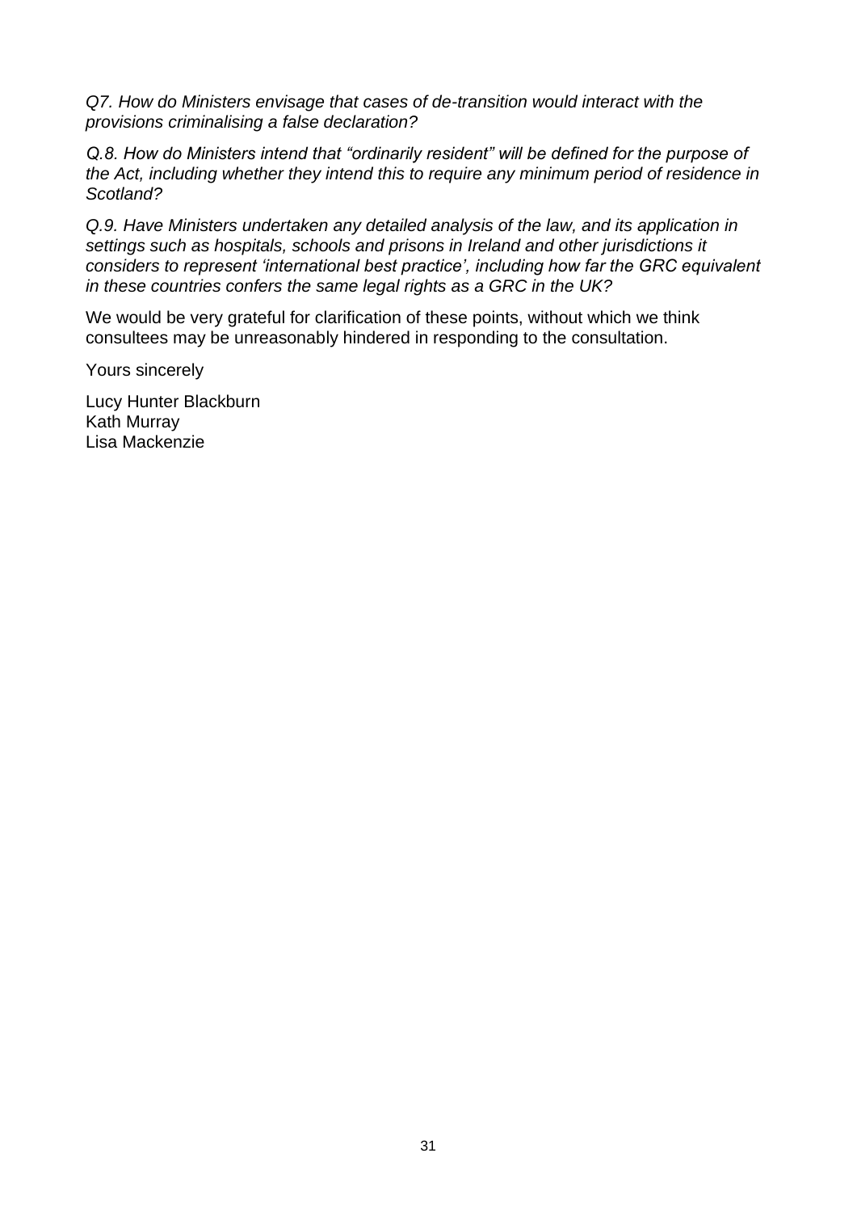*Q7. How do Ministers envisage that cases of de-transition would interact with the provisions criminalising a false declaration?*

*Q.8. How do Ministers intend that "ordinarily resident" will be defined for the purpose of the Act, including whether they intend this to require any minimum period of residence in Scotland?*

*Q.9. Have Ministers undertaken any detailed analysis of the law, and its application in settings such as hospitals, schools and prisons in Ireland and other jurisdictions it considers to represent 'international best practice', including how far the GRC equivalent in these countries confers the same legal rights as a GRC in the UK?*

We would be very grateful for clarification of these points, without which we think consultees may be unreasonably hindered in responding to the consultation.

Yours sincerely

Lucy Hunter Blackburn
Kath Murray
Lisa Mackenzie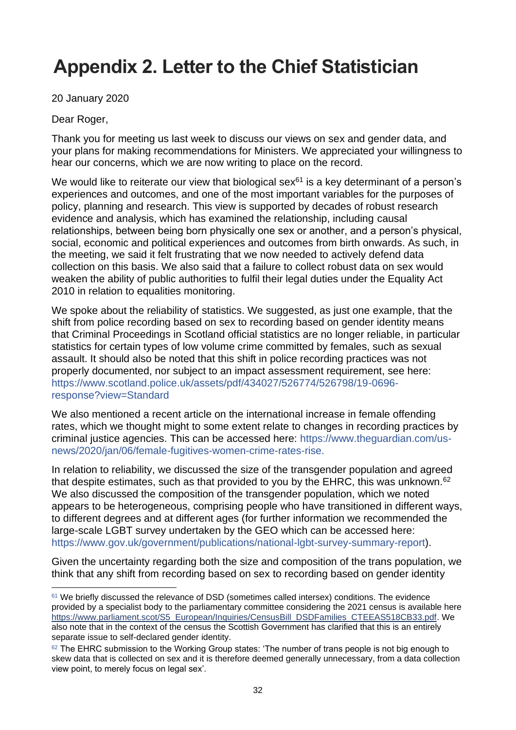# Appendix 2. Letter to the Chief Statistician

20 January 2020

Dear Roger,

Thank you for meeting us last week to discuss our views on sex and gender data, and your plans for making recommendations for Ministers. We appreciated your willingness to hear our concerns, which we are now writing to place on the record.

We would like to reiterate our view that biological sex[61] is a key determinant of a person's experiences and outcomes, and one of the most important variables for the purposes of policy, planning and research. This view is supported by decades of robust research evidence and analysis, which has examined the relationship, including causal relationships, between being born physically one sex or another, and a person's physical, social, economic and political experiences and outcomes from birth onwards. As such, in the meeting, we said it felt frustrating that we now needed to actively defend data collection on this basis. We also said that a failure to collect robust data on sex would weaken the ability of public authorities to fulfil their legal duties under the Equality Act 2010 in relation to equalities monitoring.

We spoke about the reliability of statistics. We suggested, as just one example, that the shift from police recording based on sex to recording based on gender identity means that Criminal Proceedings in Scotland official statistics are no longer reliable, in particular statistics for certain types of low volume crime committed by females, such as sexual assault. It should also be noted that this shift in police recording practices was not properly documented, nor subject to an impact assessment requirement, see here: https://www.scotland.police.uk/assets/pdf/434027/526774/526798/19-0696-response?view=Standard

We also mentioned a recent article on the international increase in female offending rates, which we thought might to some extent relate to changes in recording practices by criminal justice agencies. This can be accessed here: https://www.theguardian.com/us-news/2020/jan/06/female-fugitives-women-crime-rates-rise.

In relation to reliability, we discussed the size of the transgender population and agreed that despite estimates, such as that provided to you by the EHRC, this was unknown.[62] We also discussed the composition of the transgender population, which we noted appears to be heterogeneous, comprising people who have transitioned in different ways, to different degrees and at different ages (for further information we recommended the large-scale LGBT survey undertaken by the GEO which can be accessed here: https://www.gov.uk/government/publications/national-lgbt-survey-summary-report).

Given the uncertainty regarding both the size and composition of the trans population, we think that any shift from recording based on sex to recording based on gender identity

---

[61] We briefly discussed the relevance of DSD (sometimes called intersex) conditions. The evidence provided by a specialist body to the parliamentary committee considering the 2021 census is available here https://www.parliament.scot/S5_European/Inquiries/CensusBill_DSDFamilies_CTEEAS518CB33.pdf. We also note that in the context of the census the Scottish Government has clarified that this is an entirely separate issue to self-declared gender identity.

[62] The EHRC submission to the Working Group states: 'The number of trans people is not big enough to skew data that is collected on sex and it is therefore deemed generally unnecessary, from a data collection view point, to merely focus on legal sex'.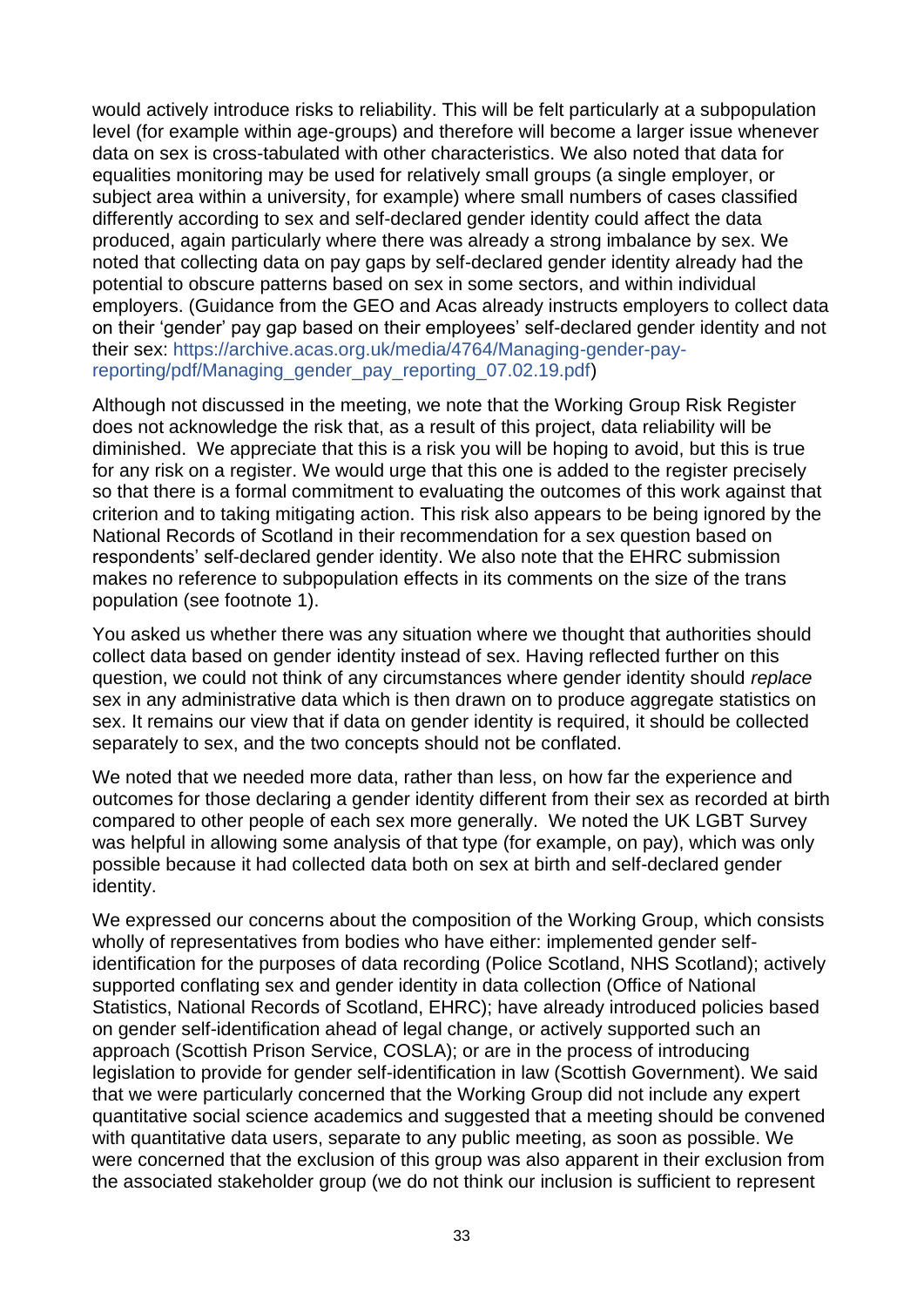would actively introduce risks to reliability. This will be felt particularly at a subpopulation level (for example within age-groups) and therefore will become a larger issue whenever data on sex is cross-tabulated with other characteristics. We also noted that data for equalities monitoring may be used for relatively small groups (a single employer, or subject area within a university, for example) where small numbers of cases classified differently according to sex and self-declared gender identity could affect the data produced, again particularly where there was already a strong imbalance by sex. We noted that collecting data on pay gaps by self-declared gender identity already had the potential to obscure patterns based on sex in some sectors, and within individual employers. (Guidance from the GEO and Acas already instructs employers to collect data on their 'gender' pay gap based on their employees' self-declared gender identity and not their sex: https://archive.acas.org.uk/media/4764/Managing-gender-pay-reporting/pdf/Managing_gender_pay_reporting_07.02.19.pdf)

Although not discussed in the meeting, we note that the Working Group Risk Register does not acknowledge the risk that, as a result of this project, data reliability will be diminished. We appreciate that this is a risk you will be hoping to avoid, but this is true for any risk on a register. We would urge that this one is added to the register precisely so that there is a formal commitment to evaluating the outcomes of this work against that criterion and to taking mitigating action. This risk also appears to be being ignored by the National Records of Scotland in their recommendation for a sex question based on respondents' self-declared gender identity. We also note that the EHRC submission makes no reference to subpopulation effects in its comments on the size of the trans population (see footnote 1).

You asked us whether there was any situation where we thought that authorities should collect data based on gender identity instead of sex. Having reflected further on this question, we could not think of any circumstances where gender identity should *replace* sex in any administrative data which is then drawn on to produce aggregate statistics on sex. It remains our view that if data on gender identity is required, it should be collected separately to sex, and the two concepts should not be conflated.

We noted that we needed more data, rather than less, on how far the experience and outcomes for those declaring a gender identity different from their sex as recorded at birth compared to other people of each sex more generally. We noted the UK LGBT Survey was helpful in allowing some analysis of that type (for example, on pay), which was only possible because it had collected data both on sex at birth and self-declared gender identity.

We expressed our concerns about the composition of the Working Group, which consists wholly of representatives from bodies who have either: implemented gender self-identification for the purposes of data recording (Police Scotland, NHS Scotland); actively supported conflating sex and gender identity in data collection (Office of National Statistics, National Records of Scotland, EHRC); have already introduced policies based on gender self-identification ahead of legal change, or actively supported such an approach (Scottish Prison Service, COSLA); or are in the process of introducing legislation to provide for gender self-identification in law (Scottish Government). We said that we were particularly concerned that the Working Group did not include any expert quantitative social science academics and suggested that a meeting should be convened with quantitative data users, separate to any public meeting, as soon as possible. We were concerned that the exclusion of this group was also apparent in their exclusion from the associated stakeholder group (we do not think our inclusion is sufficient to represent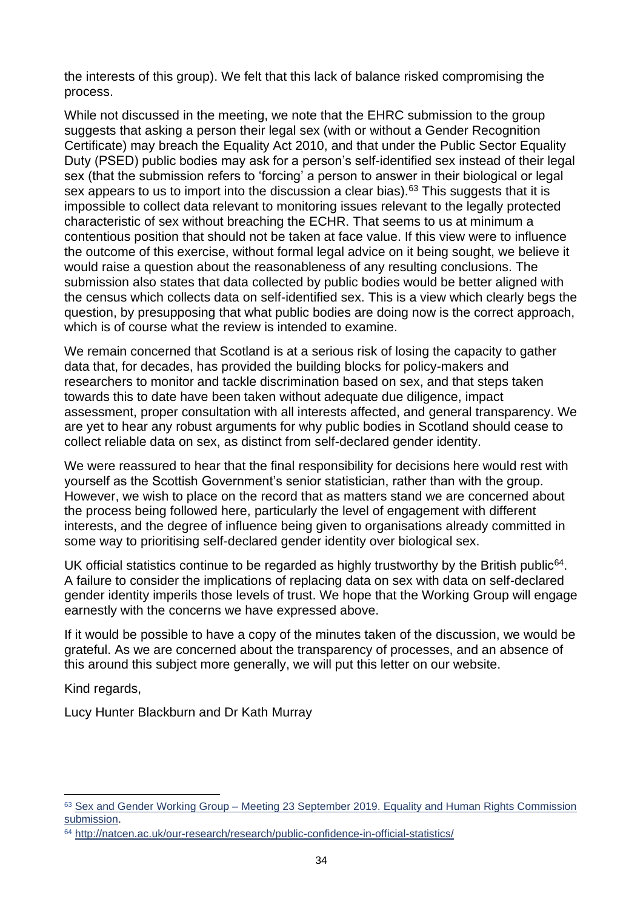the interests of this group). We felt that this lack of balance risked compromising the process.

While not discussed in the meeting, we note that the EHRC submission to the group suggests that asking a person their legal sex (with or without a Gender Recognition Certificate) may breach the Equality Act 2010, and that under the Public Sector Equality Duty (PSED) public bodies may ask for a person's self-identified sex instead of their legal sex (that the submission refers to 'forcing' a person to answer in their biological or legal sex appears to us to import into the discussion a clear bias).[63] This suggests that it is impossible to collect data relevant to monitoring issues relevant to the legally protected characteristic of sex without breaching the ECHR. That seems to us at minimum a contentious position that should not be taken at face value. If this view were to influence the outcome of this exercise, without formal legal advice on it being sought, we believe it would raise a question about the reasonableness of any resulting conclusions. The submission also states that data collected by public bodies would be better aligned with the census which collects data on self-identified sex. This is a view which clearly begs the question, by presupposing that what public bodies are doing now is the correct approach, which is of course what the review is intended to examine.

We remain concerned that Scotland is at a serious risk of losing the capacity to gather data that, for decades, has provided the building blocks for policy-makers and researchers to monitor and tackle discrimination based on sex, and that steps taken towards this to date have been taken without adequate due diligence, impact assessment, proper consultation with all interests affected, and general transparency. We are yet to hear any robust arguments for why public bodies in Scotland should cease to collect reliable data on sex, as distinct from self-declared gender identity.

We were reassured to hear that the final responsibility for decisions here would rest with yourself as the Scottish Government's senior statistician, rather than with the group. However, we wish to place on the record that as matters stand we are concerned about the process being followed here, particularly the level of engagement with different interests, and the degree of influence being given to organisations already committed in some way to prioritising self-declared gender identity over biological sex.

UK official statistics continue to be regarded as highly trustworthy by the British public[64]. A failure to consider the implications of replacing data on sex with data on self-declared gender identity imperils those levels of trust. We hope that the Working Group will engage earnestly with the concerns we have expressed above.

If it would be possible to have a copy of the minutes taken of the discussion, we would be grateful. As we are concerned about the transparency of processes, and an absence of this around this subject more generally, we will put this letter on our website.

Kind regards,

Lucy Hunter Blackburn and Dr Kath Murray

---

[63] Sex and Gender Working Group – Meeting 23 September 2019. Equality and Human Rights Commission submission.

[64] http://natcen.ac.uk/our-research/research/public-confidence-in-official-statistics/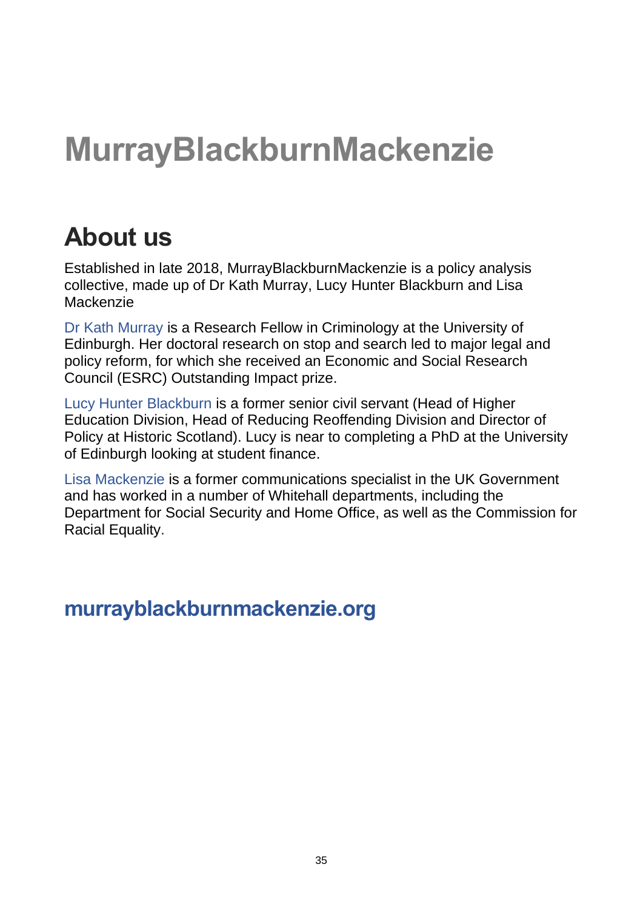# MurrayBlackburnMackenzie

## About us

Established in late 2018, MurrayBlackburnMackenzie is a policy analysis collective, made up of Dr Kath Murray, Lucy Hunter Blackburn and Lisa Mackenzie

Dr Kath Murray is a Research Fellow in Criminology at the University of Edinburgh. Her doctoral research on stop and search led to major legal and policy reform, for which she received an Economic and Social Research Council (ESRC) Outstanding Impact prize.

Lucy Hunter Blackburn is a former senior civil servant (Head of Higher Education Division, Head of Reducing Reoffending Division and Director of Policy at Historic Scotland). Lucy is near to completing a PhD at the University of Edinburgh looking at student finance.

Lisa Mackenzie is a former communications specialist in the UK Government and has worked in a number of Whitehall departments, including the Department for Social Security and Home Office, as well as the Commission for Racial Equality.

### murrayblackburnmackenzie.org